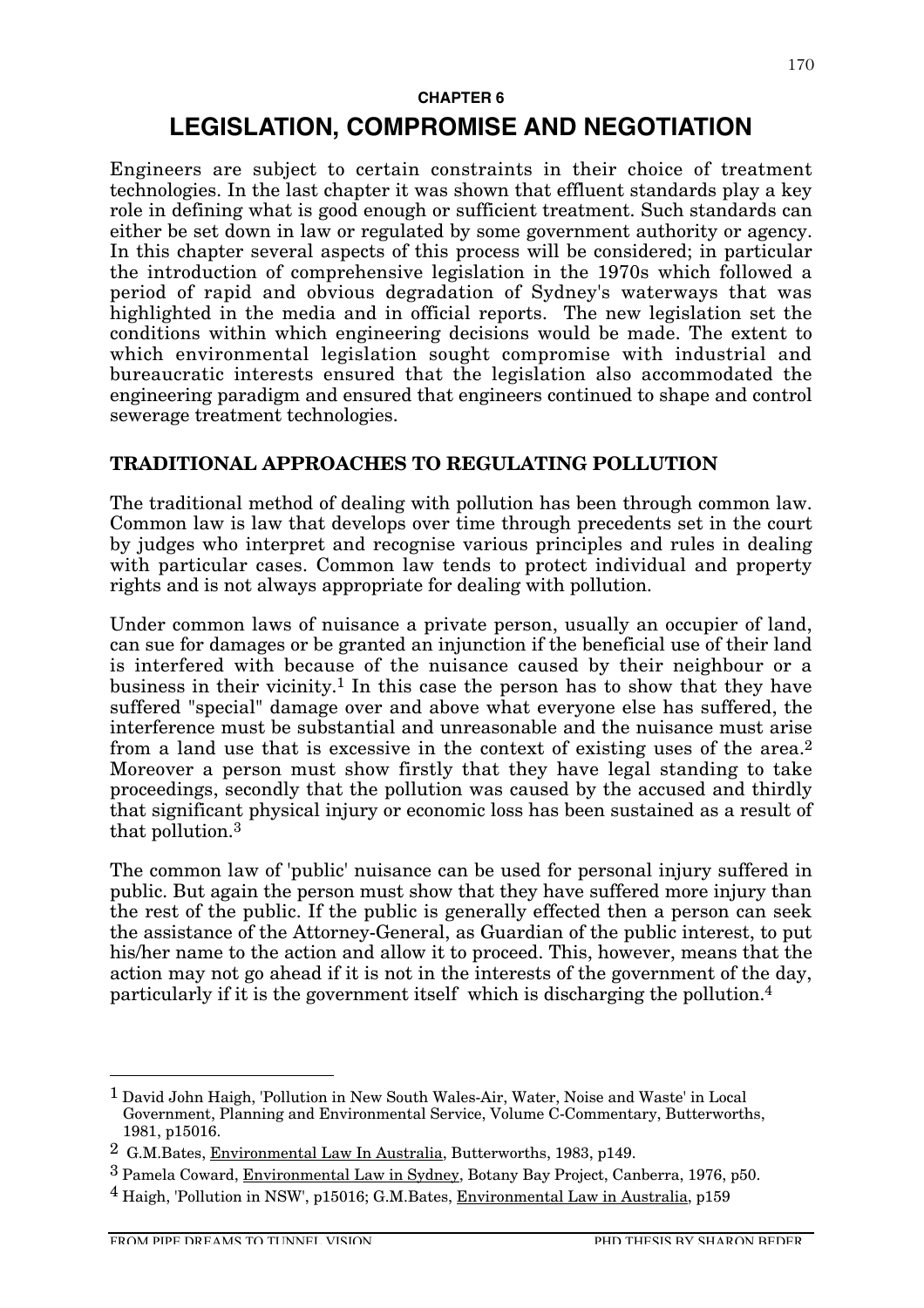**CHAPTER 6**

# LEGISLATION, COMPROMISE AND NEGOTIATION

Engineers are subject to certain constraints in their choice of treatment technologies. In the last chapter it was shown that effluent standards play a key role in defining what is good enough or sufficient treatment. Such standards can either be set down in law or regulated by some government authority or agency. In this chapter several aspects of this process will be considered; in particular the introduction of comprehensive legislation in the 1970s which followed a period of rapid and obvious degradation of Sydney's waterways that was highlighted in the media and in official reports. The new legislation set the conditions within which engineering decisions would be made. The extent to which environmental legislation sought compromise with industrial and bureaucratic interests ensured that the legislation also accommodated the engineering paradigm and ensured that engineers continued to shape and control sewerage treatment technologies.

## TRADITIONAL APPROACHES TO REGULATING POLLUTION

The traditional method of dealing with pollution has been through common law. Common law is law that develops over time through precedents set in the court by judges who interpret and recognise various principles and rules in dealing with particular cases. Common law tends to protect individual and property rights and is not always appropriate for dealing with pollution.

Under common laws of nuisance a private person, usually an occupier of land, can sue for damages or be granted an injunction if the beneficial use of their land is interfered with because of the nuisance caused by their neighbour or a business in their vicinity.[1] In this case the person has to show that they have suffered "special" damage over and above what everyone else has suffered, the interference must be substantial and unreasonable and the nuisance must arise from a land use that is excessive in the context of existing uses of the area.[2] Moreover a person must show firstly that they have legal standing to take proceedings, secondly that the pollution was caused by the accused and thirdly that significant physical injury or economic loss has been sustained as a result of that pollution.[3]

The common law of 'public' nuisance can be used for personal injury suffered in public. But again the person must show that they have suffered more injury than the rest of the public. If the public is generally effected then a person can seek the assistance of the Attorney-General, as Guardian of the public interest, to put his/her name to the action and allow it to proceed. This, however, means that the action may not go ahead if it is not in the interests of the government of the day, particularly if it is the government itself which is discharging the pollution.[4]

---

[1] David John Haigh, 'Pollution in New South Wales-Air, Water, Noise and Waste' in Local Government, Planning and Environmental Service, Volume C-Commentary, Butterworths, 1981, p15016.

[2] G.M.Bates, Environmental Law In Australia, Butterworths, 1983, p149.

[3] Pamela Coward, Environmental Law in Sydney, Botany Bay Project, Canberra, 1976, p50.

[4] Haigh, 'Pollution in NSW', p15016; G.M.Bates, Environmental Law in Australia, p159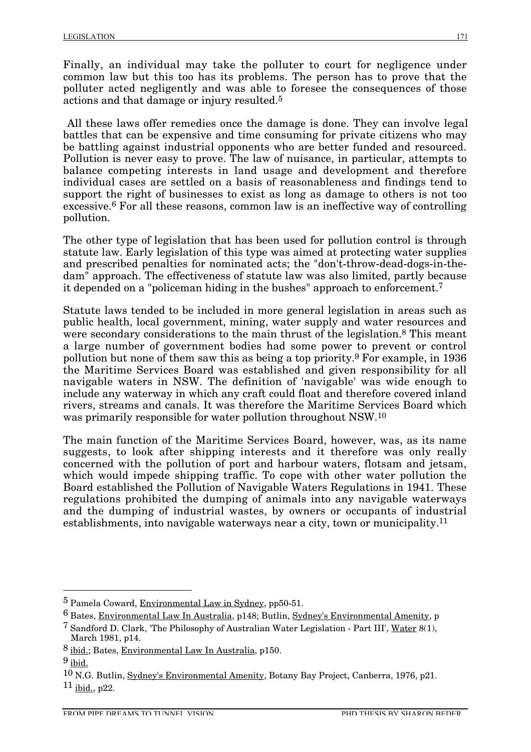Finally, an individual may take the polluter to court for negligence under common law but this too has its problems. The person has to prove that the polluter acted negligently and was able to foresee the consequences of those actions and that damage or injury resulted.[5]

All these laws offer remedies once the damage is done. They can involve legal battles that can be expensive and time consuming for private citizens who may be battling against industrial opponents who are better funded and resourced. Pollution is never easy to prove. The law of nuisance, in particular, attempts to balance competing interests in land usage and development and therefore individual cases are settled on a basis of reasonableness and findings tend to support the right of businesses to exist as long as damage to others is not too excessive.[6] For all these reasons, common law is an ineffective way of controlling pollution.

The other type of legislation that has been used for pollution control is through statute law. Early legislation of this type was aimed at protecting water supplies and prescribed penalties for nominated acts; the "don't-throw-dead-dogs-in-the-dam" approach. The effectiveness of statute law was also limited, partly because it depended on a "policeman hiding in the bushes" approach to enforcement.[7]

Statute laws tended to be included in more general legislation in areas such as public health, local government, mining, water supply and water resources and were secondary considerations to the main thrust of the legislation.[8] This meant a large number of government bodies had some power to prevent or control pollution but none of them saw this as being a top priority.[9] For example, in 1936 the Maritime Services Board was established and given responsibility for all navigable waters in NSW. The definition of 'navigable' was wide enough to include any waterway in which any craft could float and therefore covered inland rivers, streams and canals. It was therefore the Maritime Services Board which was primarily responsible for water pollution throughout NSW.[10]

The main function of the Maritime Services Board, however, was, as its name suggests, to look after shipping interests and it therefore was only really concerned with the pollution of port and harbour waters, flotsam and jetsam, which would impede shipping traffic. To cope with other water pollution the Board established the Pollution of Navigable Waters Regulations in 1941. These regulations prohibited the dumping of animals into any navigable waterways and the dumping of industrial wastes, by owners or occupants of industrial establishments, into navigable waterways near a city, town or municipality.[11]

---

[5] Pamela Coward, Environmental Law in Sydney, pp50-51.

[6] Bates, Environmental Law In Australia, p148; Butlin, Sydney's Environmental Amenity, p

[7] Sandford D. Clark, 'The Philosophy of Australian Water Legislation - Part III', Water 8(1), March 1981, p14.

[8] ibid.; Bates, Environmental Law In Australia, p150.

[9] ibid.

[10] N.G. Butlin, Sydney's Environmental Amenity, Botany Bay Project, Canberra, 1976, p21.

[11] ibid., p22.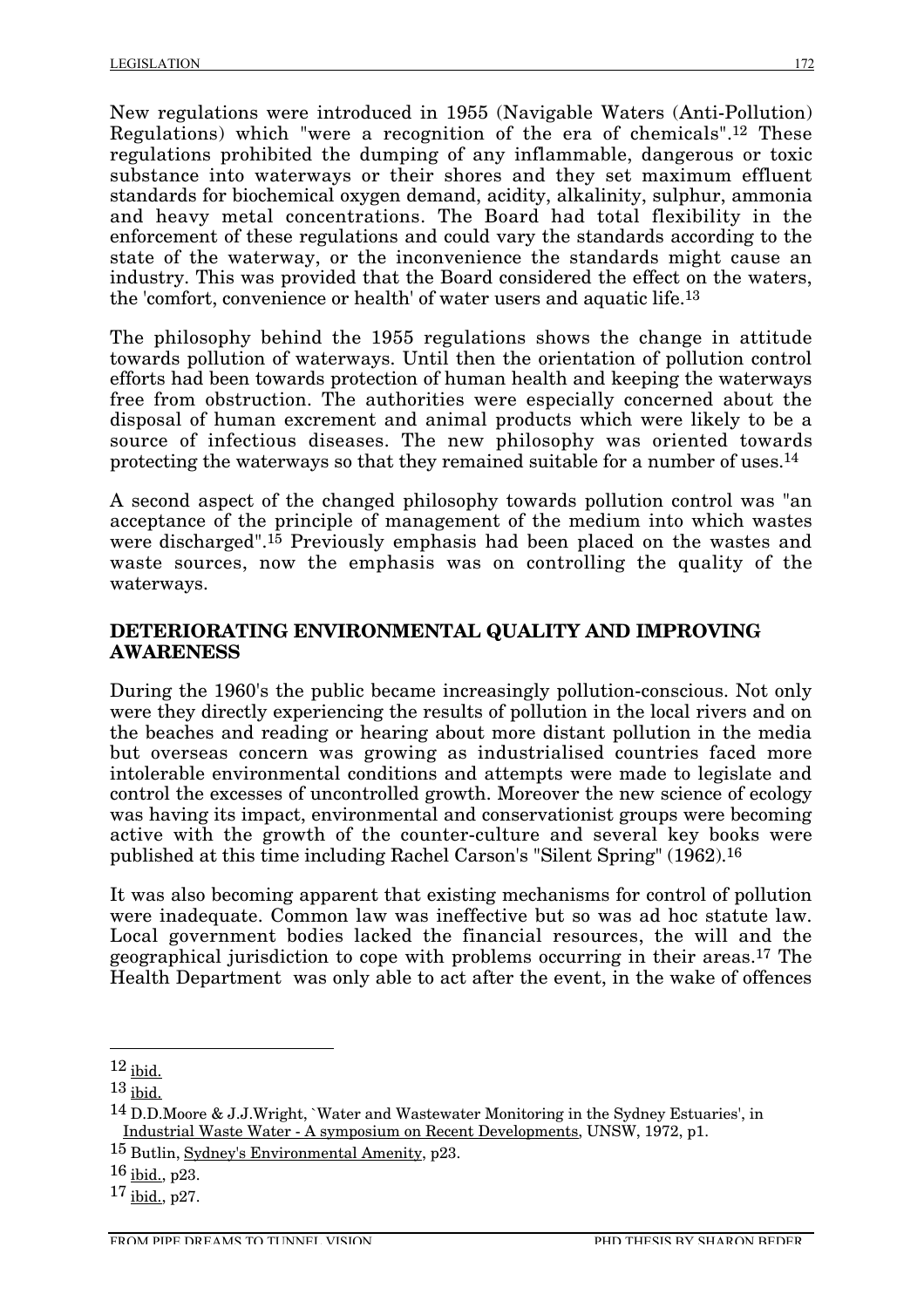New regulations were introduced in 1955 (Navigable Waters (Anti-Pollution) Regulations) which "were a recognition of the era of chemicals".[12] These regulations prohibited the dumping of any inflammable, dangerous or toxic substance into waterways or their shores and they set maximum effluent standards for biochemical oxygen demand, acidity, alkalinity, sulphur, ammonia and heavy metal concentrations. The Board had total flexibility in the enforcement of these regulations and could vary the standards according to the state of the waterway, or the inconvenience the standards might cause an industry. This was provided that the Board considered the effect on the waters, the 'comfort, convenience or health' of water users and aquatic life.[13]

The philosophy behind the 1955 regulations shows the change in attitude towards pollution of waterways. Until then the orientation of pollution control efforts had been towards protection of human health and keeping the waterways free from obstruction. The authorities were especially concerned about the disposal of human excrement and animal products which were likely to be a source of infectious diseases. The new philosophy was oriented towards protecting the waterways so that they remained suitable for a number of uses.[14]

A second aspect of the changed philosophy towards pollution control was "an acceptance of the principle of management of the medium into which wastes were discharged".[15] Previously emphasis had been placed on the wastes and waste sources, now the emphasis was on controlling the quality of the waterways.

## DETERIORATING ENVIRONMENTAL QUALITY AND IMPROVING AWARENESS

During the 1960's the public became increasingly pollution-conscious. Not only were they directly experiencing the results of pollution in the local rivers and on the beaches and reading or hearing about more distant pollution in the media but overseas concern was growing as industrialised countries faced more intolerable environmental conditions and attempts were made to legislate and control the excesses of uncontrolled growth. Moreover the new science of ecology was having its impact, environmental and conservationist groups were becoming active with the growth of the counter-culture and several key books were published at this time including Rachel Carson's "Silent Spring" (1962).[16]

It was also becoming apparent that existing mechanisms for control of pollution were inadequate. Common law was ineffective but so was ad hoc statute law. Local government bodies lacked the financial resources, the will and the geographical jurisdiction to cope with problems occurring in their areas.[17] The Health Department was only able to act after the event, in the wake of offences

---

[12] ibid.

[13] ibid.

[14] D.D.Moore & J.J.Wright, `Water and Wastewater Monitoring in the Sydney Estuaries', in Industrial Waste Water - A symposium on Recent Developments, UNSW, 1972, p1.

[15] Butlin, Sydney's Environmental Amenity, p23.

[16] ibid., p23.

[17] ibid., p27.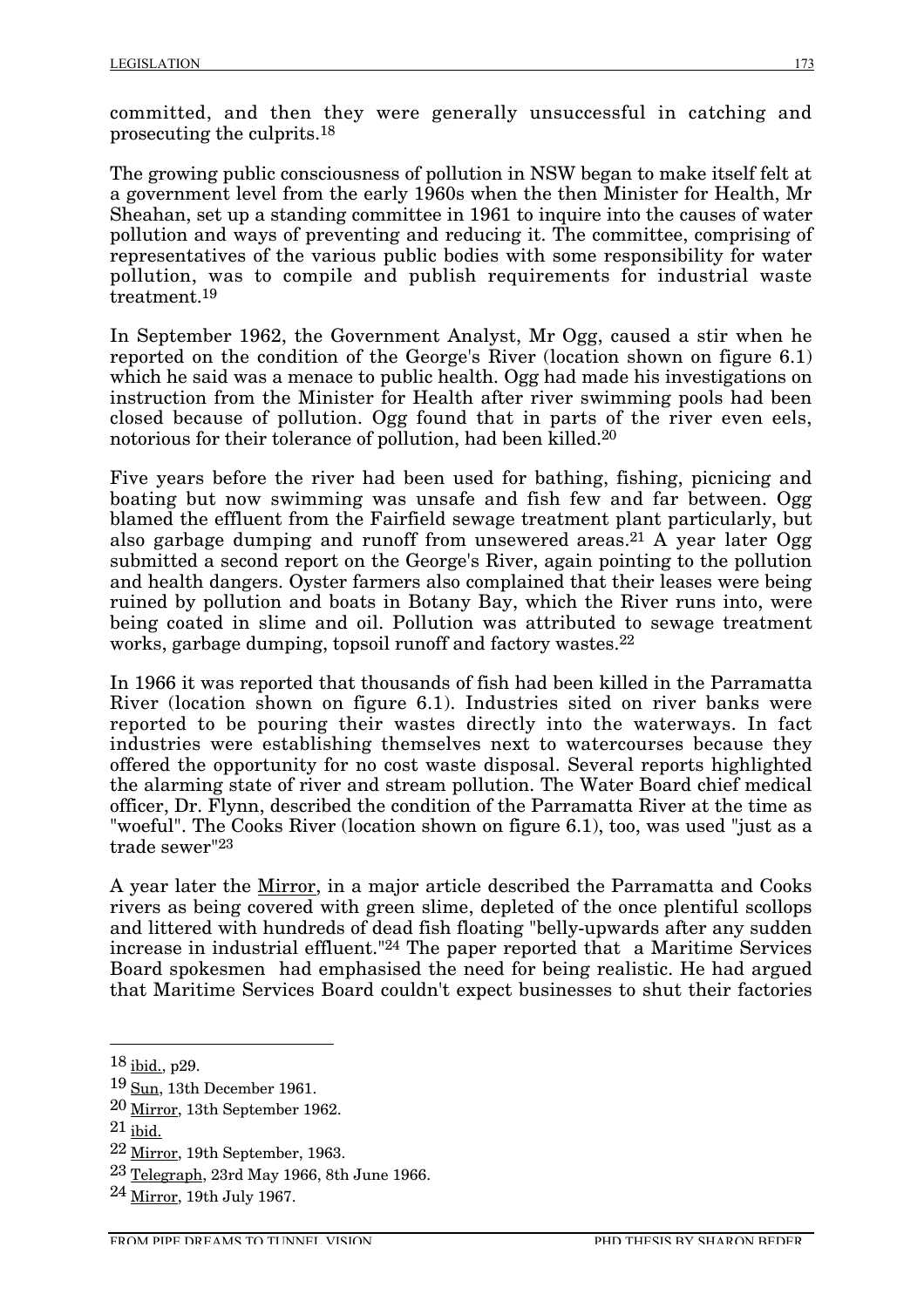committed, and then they were generally unsuccessful in catching and prosecuting the culprits.[18]

The growing public consciousness of pollution in NSW began to make itself felt at a government level from the early 1960s when the then Minister for Health, Mr Sheahan, set up a standing committee in 1961 to inquire into the causes of water pollution and ways of preventing and reducing it. The committee, comprising of representatives of the various public bodies with some responsibility for water pollution, was to compile and publish requirements for industrial waste treatment.[19]

In September 1962, the Government Analyst, Mr Ogg, caused a stir when he reported on the condition of the George's River (location shown on figure 6.1) which he said was a menace to public health. Ogg had made his investigations on instruction from the Minister for Health after river swimming pools had been closed because of pollution. Ogg found that in parts of the river even eels, notorious for their tolerance of pollution, had been killed.[20]

Five years before the river had been used for bathing, fishing, picnicing and boating but now swimming was unsafe and fish few and far between. Ogg blamed the effluent from the Fairfield sewage treatment plant particularly, but also garbage dumping and runoff from unsewered areas.[21] A year later Ogg submitted a second report on the George's River, again pointing to the pollution and health dangers. Oyster farmers also complained that their leases were being ruined by pollution and boats in Botany Bay, which the River runs into, were being coated in slime and oil. Pollution was attributed to sewage treatment works, garbage dumping, topsoil runoff and factory wastes.[22]

In 1966 it was reported that thousands of fish had been killed in the Parramatta River (location shown on figure 6.1). Industries sited on river banks were reported to be pouring their wastes directly into the waterways. In fact industries were establishing themselves next to watercourses because they offered the opportunity for no cost waste disposal. Several reports highlighted the alarming state of river and stream pollution. The Water Board chief medical officer, Dr. Flynn, described the condition of the Parramatta River at the time as "woeful". The Cooks River (location shown on figure 6.1), too, was used "just as a trade sewer"[23]

A year later the Mirror, in a major article described the Parramatta and Cooks rivers as being covered with green slime, depleted of the once plentiful scollops and littered with hundreds of dead fish floating "belly-upwards after any sudden increase in industrial effluent."[24] The paper reported that a Maritime Services Board spokesmen had emphasised the need for being realistic. He had argued that Maritime Services Board couldn't expect businesses to shut their factories

---

[18] ibid., p29.

[19] Sun, 13th December 1961.

[20] Mirror, 13th September 1962.

[21] ibid.

[22] Mirror, 19th September, 1963.

[23] Telegraph, 23rd May 1966, 8th June 1966.

[24] Mirror, 19th July 1967.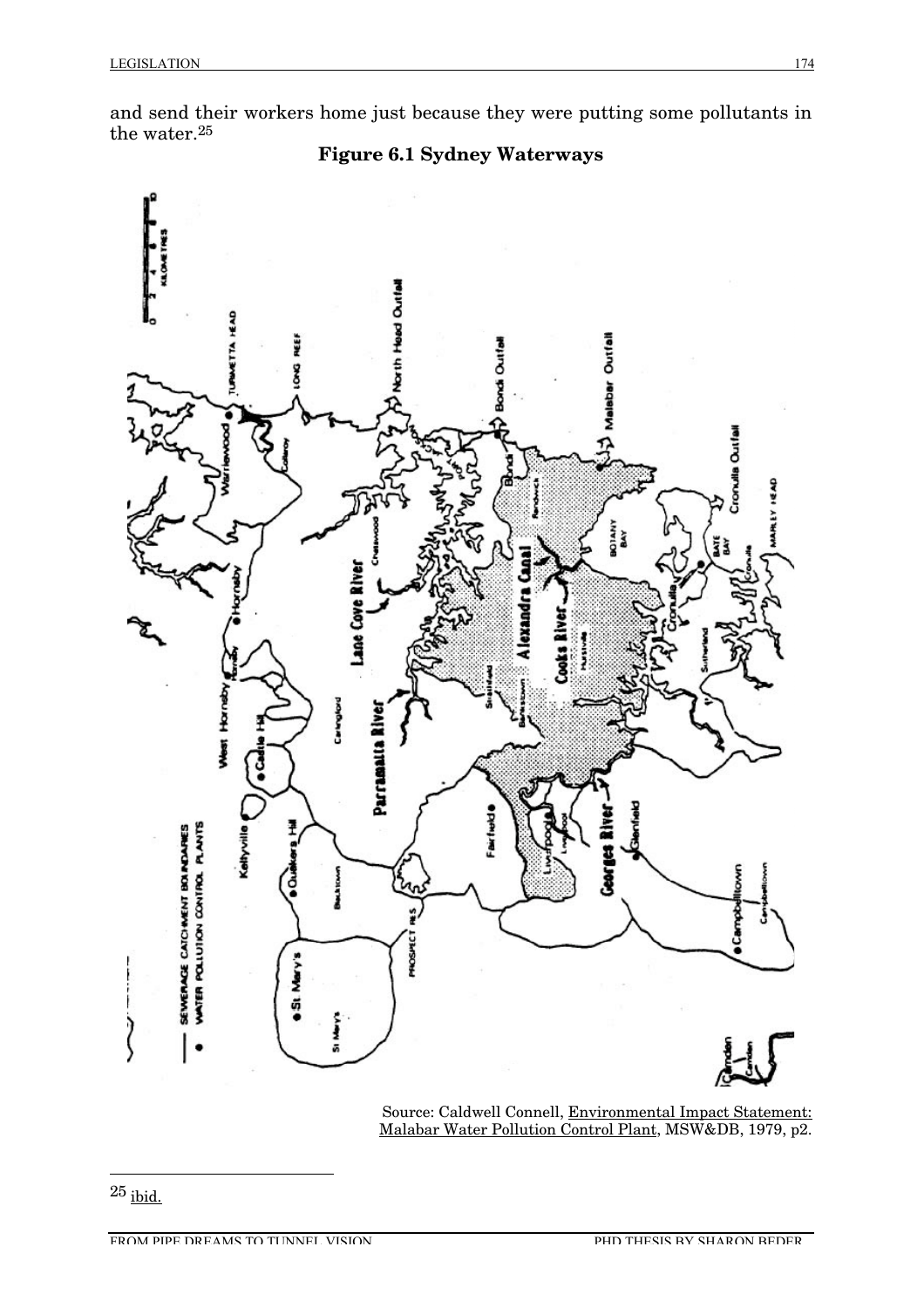and send their workers home just because they were putting some pollutants in the water.[25]

**Figure 6.1 Sydney Waterways**

Source: Caldwell Connell, Environmental Impact Statement: Malabar Water Pollution Control Plant, MSW&DB, 1979, p2.

---

[25] ibid.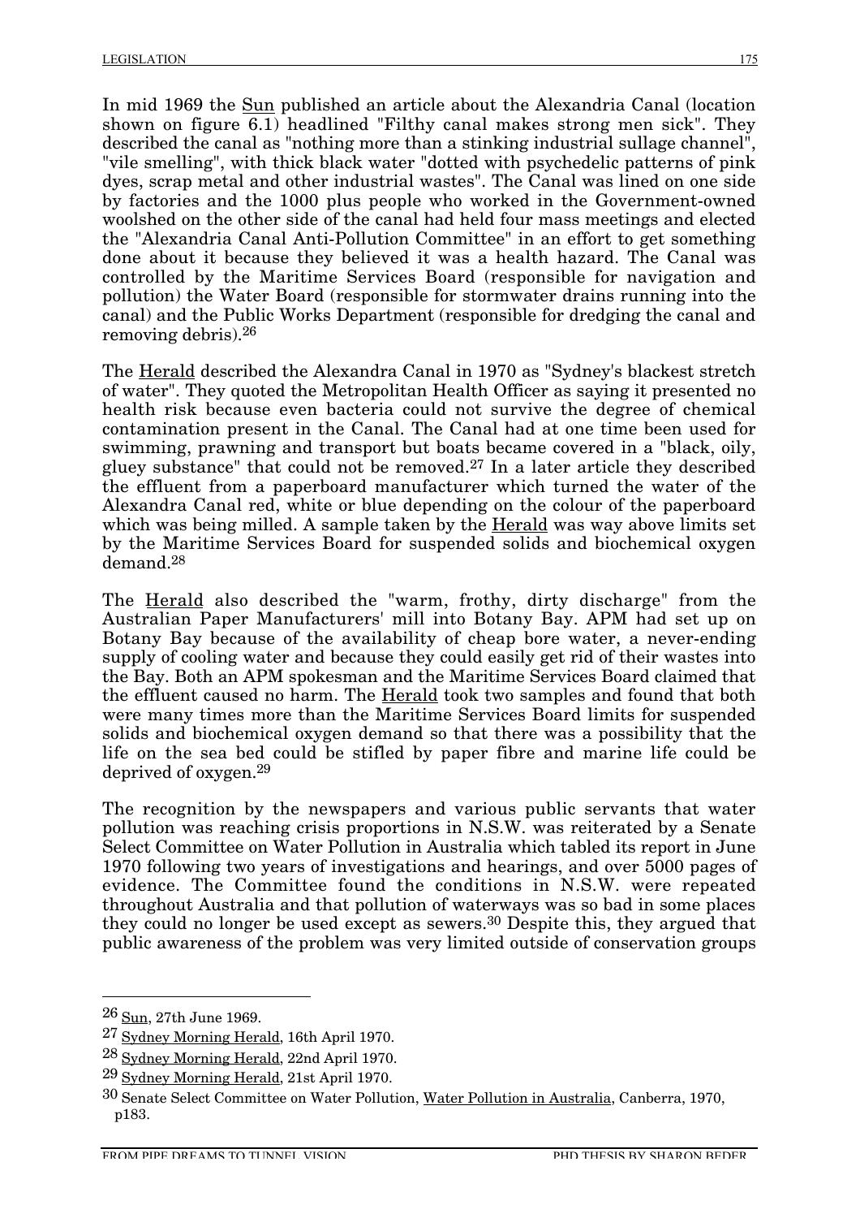In mid 1969 the Sun published an article about the Alexandria Canal (location shown on figure 6.1) headlined "Filthy canal makes strong men sick". They described the canal as "nothing more than a stinking industrial sullage channel", "vile smelling", with thick black water "dotted with psychedelic patterns of pink dyes, scrap metal and other industrial wastes". The Canal was lined on one side by factories and the 1000 plus people who worked in the Government-owned woolshed on the other side of the canal had held four mass meetings and elected the "Alexandria Canal Anti-Pollution Committee" in an effort to get something done about it because they believed it was a health hazard. The Canal was controlled by the Maritime Services Board (responsible for navigation and pollution) the Water Board (responsible for stormwater drains running into the canal) and the Public Works Department (responsible for dredging the canal and removing debris).[26]

The Herald described the Alexandra Canal in 1970 as "Sydney's blackest stretch of water". They quoted the Metropolitan Health Officer as saying it presented no health risk because even bacteria could not survive the degree of chemical contamination present in the Canal. The Canal had at one time been used for swimming, prawning and transport but boats became covered in a "black, oily, gluey substance" that could not be removed.[27] In a later article they described the effluent from a paperboard manufacturer which turned the water of the Alexandra Canal red, white or blue depending on the colour of the paperboard which was being milled. A sample taken by the Herald was way above limits set by the Maritime Services Board for suspended solids and biochemical oxygen demand.[28]

The Herald also described the "warm, frothy, dirty discharge" from the Australian Paper Manufacturers' mill into Botany Bay. APM had set up on Botany Bay because of the availability of cheap bore water, a never-ending supply of cooling water and because they could easily get rid of their wastes into the Bay. Both an APM spokesman and the Maritime Services Board claimed that the effluent caused no harm. The Herald took two samples and found that both were many times more than the Maritime Services Board limits for suspended solids and biochemical oxygen demand so that there was a possibility that the life on the sea bed could be stifled by paper fibre and marine life could be deprived of oxygen.[29]

The recognition by the newspapers and various public servants that water pollution was reaching crisis proportions in N.S.W. was reiterated by a Senate Select Committee on Water Pollution in Australia which tabled its report in June 1970 following two years of investigations and hearings, and over 5000 pages of evidence. The Committee found the conditions in N.S.W. were repeated throughout Australia and that pollution of waterways was so bad in some places they could no longer be used except as sewers.[30] Despite this, they argued that public awareness of the problem was very limited outside of conservation groups

---

[26] Sun, 27th June 1969.

[27] Sydney Morning Herald, 16th April 1970.

[28] Sydney Morning Herald, 22nd April 1970.

[29] Sydney Morning Herald, 21st April 1970.

[30] Senate Select Committee on Water Pollution, Water Pollution in Australia, Canberra, 1970, p183.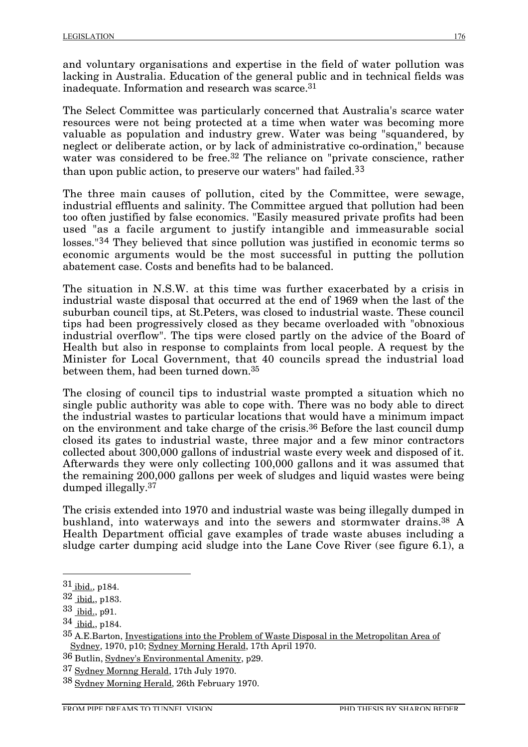and voluntary organisations and expertise in the field of water pollution was lacking in Australia. Education of the general public and in technical fields was inadequate. Information and research was scarce.[31]

The Select Committee was particularly concerned that Australia's scarce water resources were not being protected at a time when water was becoming more valuable as population and industry grew. Water was being "squandered, by neglect or deliberate action, or by lack of administrative co-ordination," because water was considered to be free.[32] The reliance on "private conscience, rather than upon public action, to preserve our waters" had failed.[33]

The three main causes of pollution, cited by the Committee, were sewage, industrial effluents and salinity. The Committee argued that pollution had been too often justified by false economics. "Easily measured private profits had been used "as a facile argument to justify intangible and immeasurable social losses."[34] They believed that since pollution was justified in economic terms so economic arguments would be the most successful in putting the pollution abatement case. Costs and benefits had to be balanced.

The situation in N.S.W. at this time was further exacerbated by a crisis in industrial waste disposal that occurred at the end of 1969 when the last of the suburban council tips, at St.Peters, was closed to industrial waste. These council tips had been progressively closed as they became overloaded with "obnoxious industrial overflow". The tips were closed partly on the advice of the Board of Health but also in response to complaints from local people. A request by the Minister for Local Government, that 40 councils spread the industrial load between them, had been turned down.[35]

The closing of council tips to industrial waste prompted a situation which no single public authority was able to cope with. There was no body able to direct the industrial wastes to particular locations that would have a minimum impact on the environment and take charge of the crisis.[36] Before the last council dump closed its gates to industrial waste, three major and a few minor contractors collected about 300,000 gallons of industrial waste every week and disposed of it. Afterwards they were only collecting 100,000 gallons and it was assumed that the remaining 200,000 gallons per week of sludges and liquid wastes were being dumped illegally.[37]

The crisis extended into 1970 and industrial waste was being illegally dumped in bushland, into waterways and into the sewers and stormwater drains.[38] A Health Department official gave examples of trade waste abuses including a sludge carter dumping acid sludge into the Lane Cove River (see figure 6.1), a

---

[31] ibid., p184.

[32] ibid., p183.

[33] ibid., p91.

[34] ibid., p184.

[35] A.E.Barton, Investigations into the Problem of Waste Disposal in the Metropolitan Area of Sydney, 1970, p10; Sydney Morning Herald, 17th April 1970.

[36] Butlin, Sydney's Environmental Amenity, p29.

[37] Sydney Mornng Herald, 17th July 1970.

[38] Sydney Morning Herald, 26th February 1970.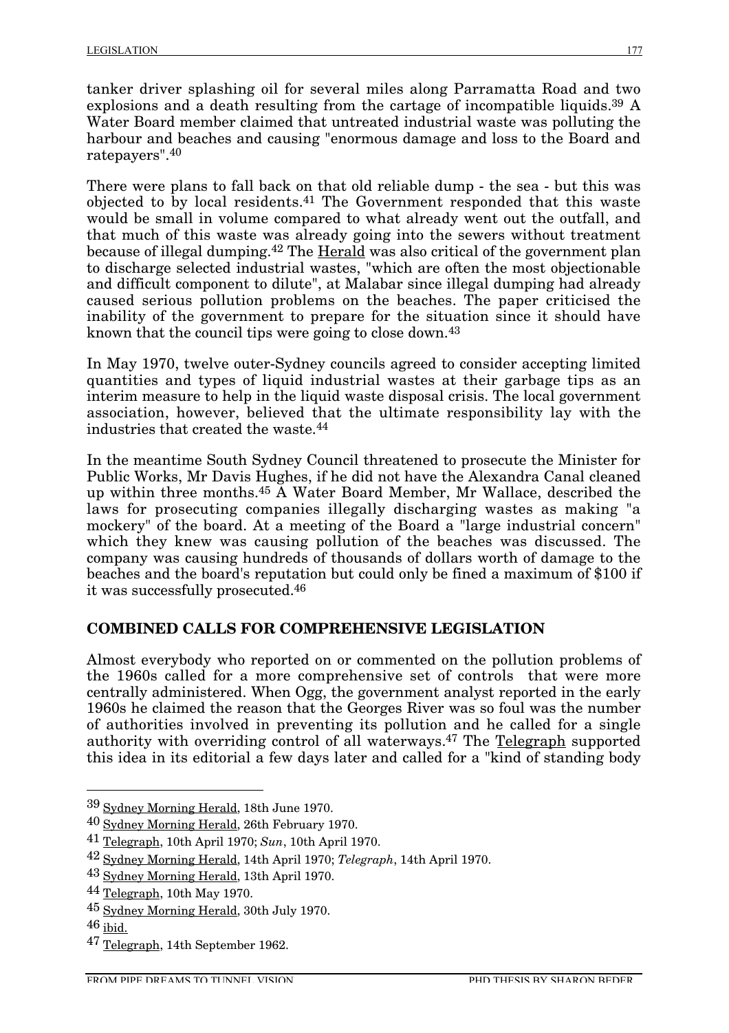tanker driver splashing oil for several miles along Parramatta Road and two explosions and a death resulting from the cartage of incompatible liquids.[39] A Water Board member claimed that untreated industrial waste was polluting the harbour and beaches and causing "enormous damage and loss to the Board and ratepayers".[40]

There were plans to fall back on that old reliable dump - the sea - but this was objected to by local residents.[41] The Government responded that this waste would be small in volume compared to what already went out the outfall, and that much of this waste was already going into the sewers without treatment because of illegal dumping.[42] The Herald was also critical of the government plan to discharge selected industrial wastes, "which are often the most objectionable and difficult component to dilute", at Malabar since illegal dumping had already caused serious pollution problems on the beaches. The paper criticised the inability of the government to prepare for the situation since it should have known that the council tips were going to close down.[43]

In May 1970, twelve outer-Sydney councils agreed to consider accepting limited quantities and types of liquid industrial wastes at their garbage tips as an interim measure to help in the liquid waste disposal crisis. The local government association, however, believed that the ultimate responsibility lay with the industries that created the waste.[44]

In the meantime South Sydney Council threatened to prosecute the Minister for Public Works, Mr Davis Hughes, if he did not have the Alexandra Canal cleaned up within three months.[45] A Water Board Member, Mr Wallace, described the laws for prosecuting companies illegally discharging wastes as making "a mockery" of the board. At a meeting of the Board a "large industrial concern" which they knew was causing pollution of the beaches was discussed. The company was causing hundreds of thousands of dollars worth of damage to the beaches and the board's reputation but could only be fined a maximum of $100 if it was successfully prosecuted.[46]

## COMBINED CALLS FOR COMPREHENSIVE LEGISLATION

Almost everybody who reported on or commented on the pollution problems of the 1960s called for a more comprehensive set of controls that were more centrally administered. When Ogg, the government analyst reported in the early 1960s he claimed the reason that the Georges River was so foul was the number of authorities involved in preventing its pollution and he called for a single authority with overriding control of all waterways.[47] The Telegraph supported this idea in its editorial a few days later and called for a "kind of standing body

---

[39] Sydney Morning Herald, 18th June 1970.

[40] Sydney Morning Herald, 26th February 1970.

[41] Telegraph, 10th April 1970; *Sun*, 10th April 1970.

[42] Sydney Morning Herald, 14th April 1970; *Telegraph*, 14th April 1970.

[43] Sydney Morning Herald, 13th April 1970.

[44] Telegraph, 10th May 1970.

[45] Sydney Morning Herald, 30th July 1970.

[46] ibid.

[47] Telegraph, 14th September 1962.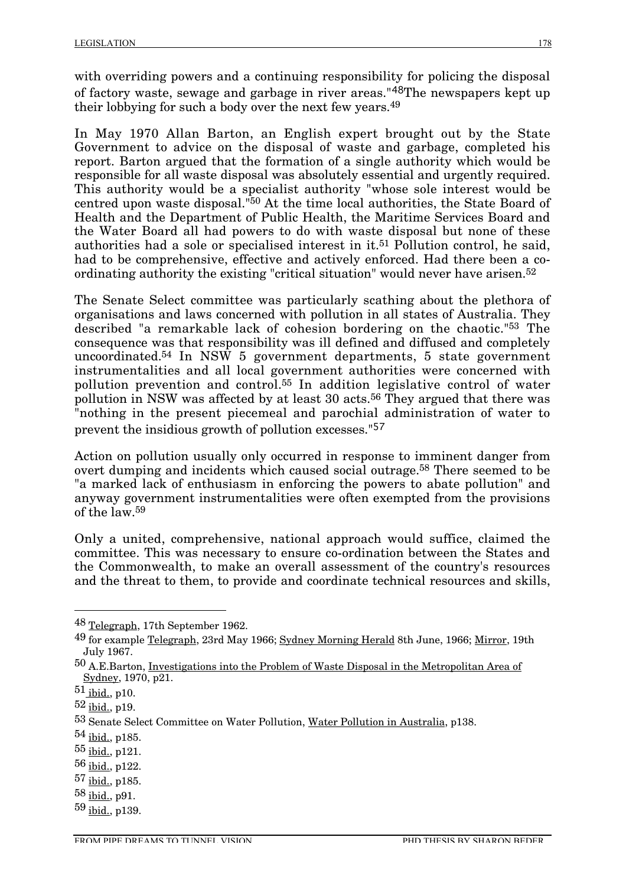with overriding powers and a continuing responsibility for policing the disposal of factory waste, sewage and garbage in river areas."[48]The newspapers kept up their lobbying for such a body over the next few years.[49]

In May 1970 Allan Barton, an English expert brought out by the State Government to advice on the disposal of waste and garbage, completed his report. Barton argued that the formation of a single authority which would be responsible for all waste disposal was absolutely essential and urgently required. This authority would be a specialist authority "whose sole interest would be centred upon waste disposal."[50] At the time local authorities, the State Board of Health and the Department of Public Health, the Maritime Services Board and the Water Board all had powers to do with waste disposal but none of these authorities had a sole or specialised interest in it.[51] Pollution control, he said, had to be comprehensive, effective and actively enforced. Had there been a co-ordinating authority the existing "critical situation" would never have arisen.[52]

The Senate Select committee was particularly scathing about the plethora of organisations and laws concerned with pollution in all states of Australia. They described "a remarkable lack of cohesion bordering on the chaotic."[53] The consequence was that responsibility was ill defined and diffused and completely uncoordinated.[54] In NSW 5 government departments, 5 state government instrumentalities and all local government authorities were concerned with pollution prevention and control.[55] In addition legislative control of water pollution in NSW was affected by at least 30 acts.[56] They argued that there was "nothing in the present piecemeal and parochial administration of water to prevent the insidious growth of pollution excesses."[57]

Action on pollution usually only occurred in response to imminent danger from overt dumping and incidents which caused social outrage.[58] There seemed to be "a marked lack of enthusiasm in enforcing the powers to abate pollution" and anyway government instrumentalities were often exempted from the provisions of the law.[59]

Only a united, comprehensive, national approach would suffice, claimed the committee. This was necessary to ensure co-ordination between the States and the Commonwealth, to make an overall assessment of the country's resources and the threat to them, to provide and coordinate technical resources and skills,

---

[48] Telegraph, 17th September 1962.

[49] for example Telegraph, 23rd May 1966; Sydney Morning Herald 8th June, 1966; Mirror, 19th July 1967.

[50] A.E.Barton, Investigations into the Problem of Waste Disposal in the Metropolitan Area of Sydney, 1970, p21.

[51] ibid., p10.

[52] ibid., p19.

[53] Senate Select Committee on Water Pollution, Water Pollution in Australia, p138.

[54] ibid., p185.

[55] ibid., p121.

[56] ibid., p122.

[57] ibid., p185.

[58] ibid., p91.

[59] ibid., p139.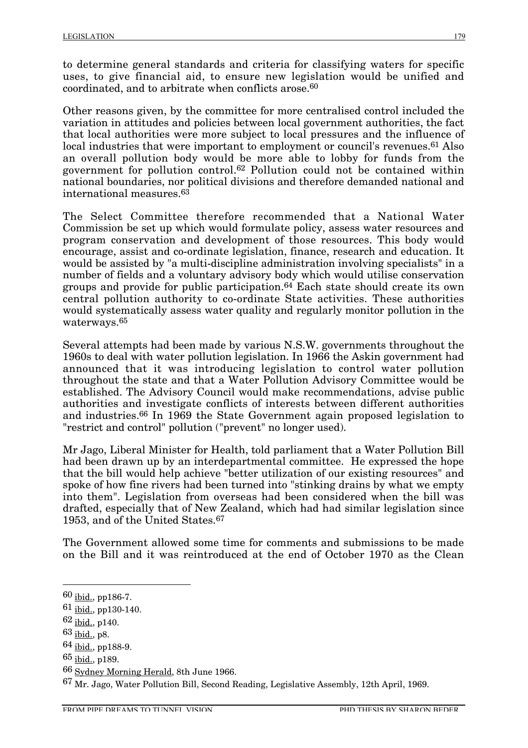to determine general standards and criteria for classifying waters for specific uses, to give financial aid, to ensure new legislation would be unified and coordinated, and to arbitrate when conflicts arose.[60]

Other reasons given, by the committee for more centralised control included the variation in attitudes and policies between local government authorities, the fact that local authorities were more subject to local pressures and the influence of local industries that were important to employment or council's revenues.[61] Also an overall pollution body would be more able to lobby for funds from the government for pollution control.[62] Pollution could not be contained within national boundaries, nor political divisions and therefore demanded national and international measures.[63]

The Select Committee therefore recommended that a National Water Commission be set up which would formulate policy, assess water resources and program conservation and development of those resources. This body would encourage, assist and co-ordinate legislation, finance, research and education. It would be assisted by "a multi-discipline administration involving specialists" in a number of fields and a voluntary advisory body which would utilise conservation groups and provide for public participation.[64] Each state should create its own central pollution authority to co-ordinate State activities. These authorities would systematically assess water quality and regularly monitor pollution in the waterways.[65]

Several attempts had been made by various N.S.W. governments throughout the 1960s to deal with water pollution legislation. In 1966 the Askin government had announced that it was introducing legislation to control water pollution throughout the state and that a Water Pollution Advisory Committee would be established. The Advisory Council would make recommendations, advise public authorities and investigate conflicts of interests between different authorities and industries.[66] In 1969 the State Government again proposed legislation to "restrict and control" pollution ("prevent" no longer used).

Mr Jago, Liberal Minister for Health, told parliament that a Water Pollution Bill had been drawn up by an interdepartmental committee. He expressed the hope that the bill would help achieve "better utilization of our existing resources" and spoke of how fine rivers had been turned into "stinking drains by what we empty into them". Legislation from overseas had been considered when the bill was drafted, especially that of New Zealand, which had had similar legislation since 1953, and of the United States.[67]

The Government allowed some time for comments and submissions to be made on the Bill and it was reintroduced at the end of October 1970 as the Clean

---

[60] ibid., pp186-7.

[61] ibid., pp130-140.

[62] ibid., p140.

[63] ibid., p8.

[64] ibid., pp188-9.

[65] ibid., p189.

[66] Sydney Morning Herald, 8th June 1966.

[67] Mr. Jago, Water Pollution Bill, Second Reading, Legislative Assembly, 12th April, 1969.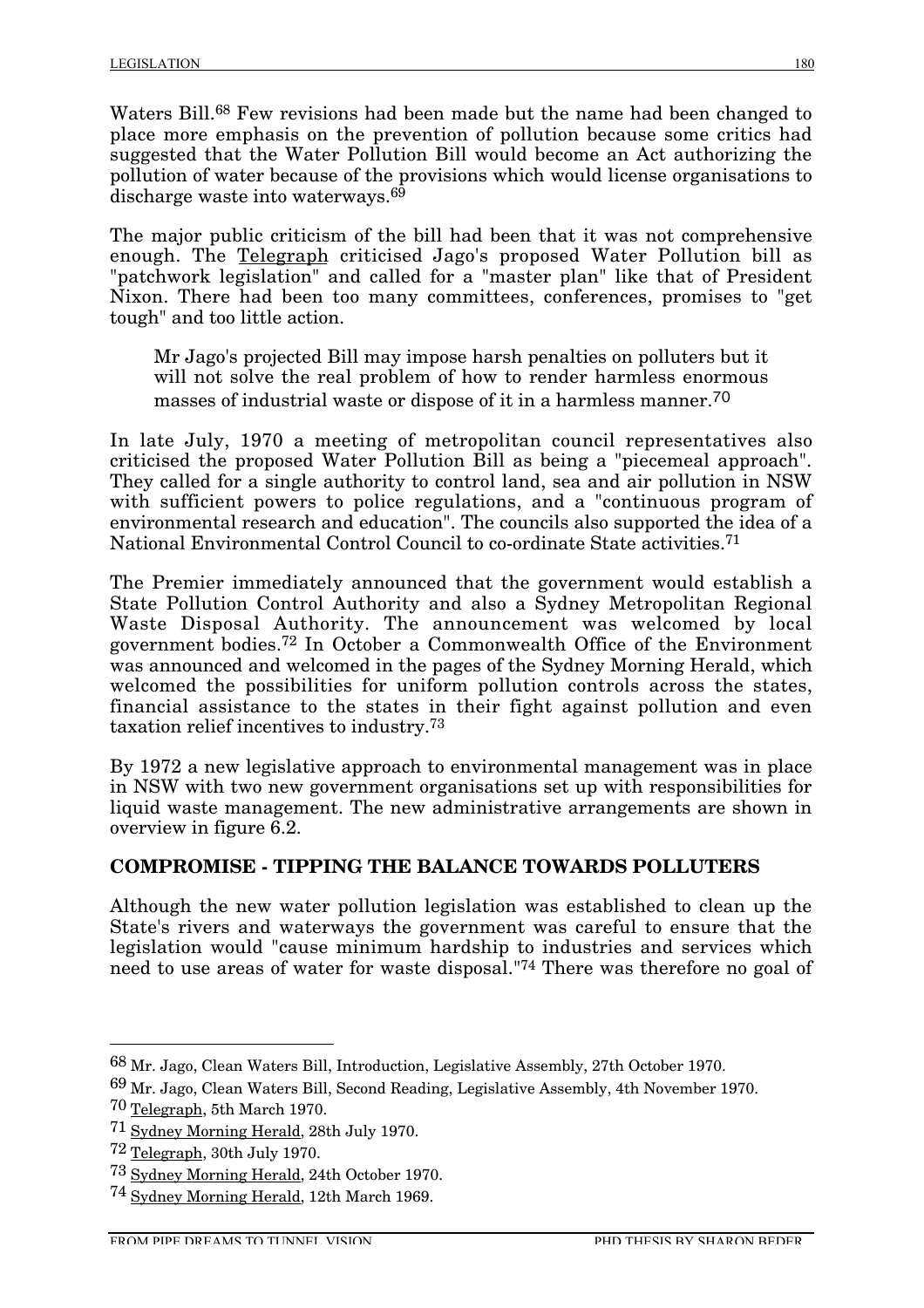Waters Bill.[68] Few revisions had been made but the name had been changed to place more emphasis on the prevention of pollution because some critics had suggested that the Water Pollution Bill would become an Act authorizing the pollution of water because of the provisions which would license organisations to discharge waste into waterways.[69]

The major public criticism of the bill had been that it was not comprehensive enough. The Telegraph criticised Jago's proposed Water Pollution bill as "patchwork legislation" and called for a "master plan" like that of President Nixon. There had been too many committees, conferences, promises to "get tough" and too little action.

> Mr Jago's projected Bill may impose harsh penalties on polluters but it will not solve the real problem of how to render harmless enormous masses of industrial waste or dispose of it in a harmless manner.[70]

In late July, 1970 a meeting of metropolitan council representatives also criticised the proposed Water Pollution Bill as being a "piecemeal approach". They called for a single authority to control land, sea and air pollution in NSW with sufficient powers to police regulations, and a "continuous program of environmental research and education". The councils also supported the idea of a National Environmental Control Council to co-ordinate State activities.[71]

The Premier immediately announced that the government would establish a State Pollution Control Authority and also a Sydney Metropolitan Regional Waste Disposal Authority. The announcement was welcomed by local government bodies.[72] In October a Commonwealth Office of the Environment was announced and welcomed in the pages of the Sydney Morning Herald, which welcomed the possibilities for uniform pollution controls across the states, financial assistance to the states in their fight against pollution and even taxation relief incentives to industry.[73]

By 1972 a new legislative approach to environmental management was in place in NSW with two new government organisations set up with responsibilities for liquid waste management. The new administrative arrangements are shown in overview in figure 6.2.

## COMPROMISE - TIPPING THE BALANCE TOWARDS POLLUTERS

Although the new water pollution legislation was established to clean up the State's rivers and waterways the government was careful to ensure that the legislation would "cause minimum hardship to industries and services which need to use areas of water for waste disposal."[74] There was therefore no goal of

---

[68] Mr. Jago, Clean Waters Bill, Introduction, Legislative Assembly, 27th October 1970.

[69] Mr. Jago, Clean Waters Bill, Second Reading, Legislative Assembly, 4th November 1970.

[70] Telegraph, 5th March 1970.

[71] Sydney Morning Herald, 28th July 1970.

[72] Telegraph, 30th July 1970.

[73] Sydney Morning Herald, 24th October 1970.

[74] Sydney Morning Herald, 12th March 1969.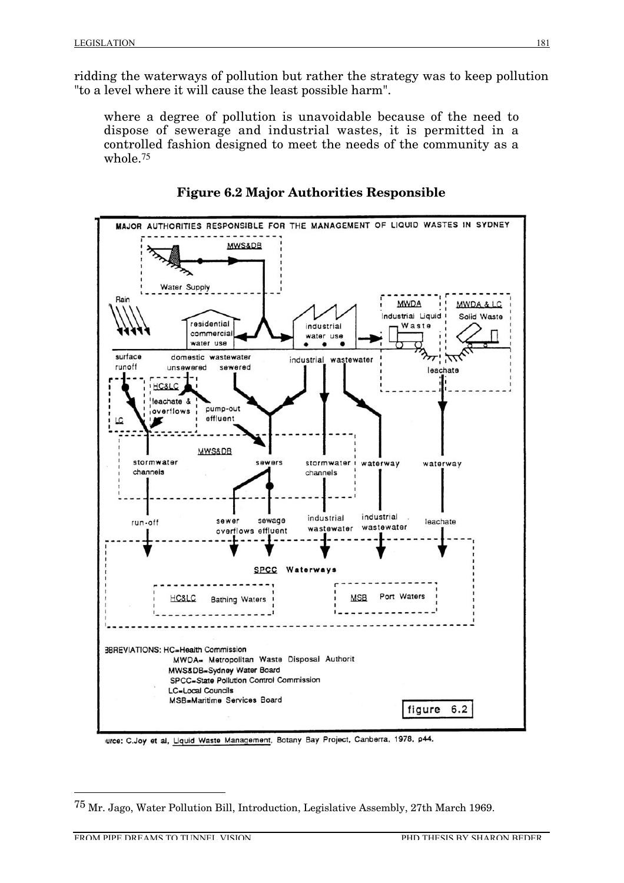ridding the waterways of pollution but rather the strategy was to keep pollution "to a level where it will cause the least possible harm".

> where a degree of pollution is unavoidable because of the need to dispose of sewerage and industrial wastes, it is permitted in a controlled fashion designed to meet the needs of the community as a whole.[75]

**Figure 6.2 Major Authorities Responsible**

MAJOR AUTHORITIES RESPONSIBLE FOR THE MANAGEMENT OF LIQUID WASTES IN SYDNEY

ABBREVIATIONS: HC=Health Commission
MWDA= Metropolitan Waste Disposal Authorit
MWS&DB=Sydney Water Board
SPCC=State Pollution Control Commission
LC=Local Councils
MSB=Maritime Services Board

figure 6.2

urce: C.Joy et al, Liquid Waste Management, Botany Bay Project, Canberra, 1978, p44.

---

[75] Mr. Jago, Water Pollution Bill, Introduction, Legislative Assembly, 27th March 1969.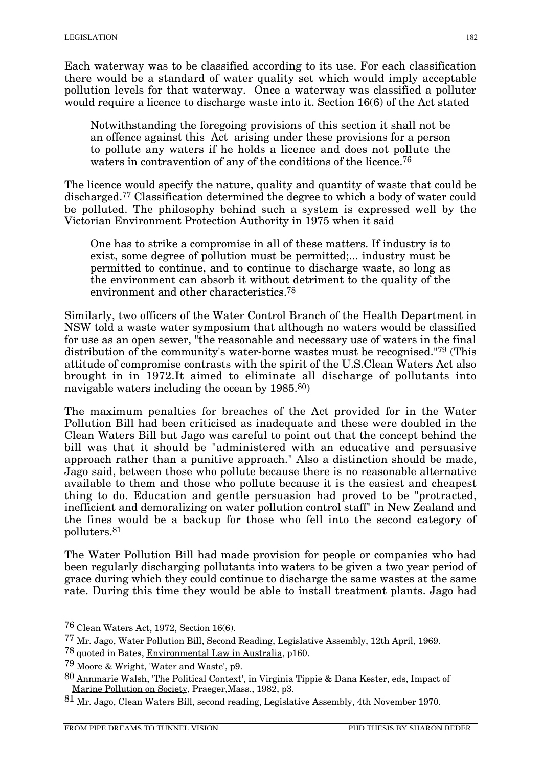Each waterway was to be classified according to its use. For each classification there would be a standard of water quality set which would imply acceptable pollution levels for that waterway. Once a waterway was classified a polluter would require a licence to discharge waste into it. Section 16(6) of the Act stated

> Notwithstanding the foregoing provisions of this section it shall not be an offence against this Act arising under these provisions for a person to pollute any waters if he holds a licence and does not pollute the waters in contravention of any of the conditions of the licence.[76]

The licence would specify the nature, quality and quantity of waste that could be discharged.[77] Classification determined the degree to which a body of water could be polluted. The philosophy behind such a system is expressed well by the Victorian Environment Protection Authority in 1975 when it said

> One has to strike a compromise in all of these matters. If industry is to exist, some degree of pollution must be permitted;... industry must be permitted to continue, and to continue to discharge waste, so long as the environment can absorb it without detriment to the quality of the environment and other characteristics.[78]

Similarly, two officers of the Water Control Branch of the Health Department in NSW told a waste water symposium that although no waters would be classified for use as an open sewer, "the reasonable and necessary use of waters in the final distribution of the community's water-borne wastes must be recognised."[79] (This attitude of compromise contrasts with the spirit of the U.S.Clean Waters Act also brought in in 1972.It aimed to eliminate all discharge of pollutants into navigable waters including the ocean by 1985.[80])

The maximum penalties for breaches of the Act provided for in the Water Pollution Bill had been criticised as inadequate and these were doubled in the Clean Waters Bill but Jago was careful to point out that the concept behind the bill was that it should be "administered with an educative and persuasive approach rather than a punitive approach." Also a distinction should be made, Jago said, between those who pollute because there is no reasonable alternative available to them and those who pollute because it is the easiest and cheapest thing to do. Education and gentle persuasion had proved to be "protracted, inefficient and demoralizing on water pollution control staff" in New Zealand and the fines would be a backup for those who fell into the second category of polluters.[81]

The Water Pollution Bill had made provision for people or companies who had been regularly discharging pollutants into waters to be given a two year period of grace during which they could continue to discharge the same wastes at the same rate. During this time they would be able to install treatment plants. Jago had

---

[76] Clean Waters Act, 1972, Section 16(6).

[77] Mr. Jago, Water Pollution Bill, Second Reading, Legislative Assembly, 12th April, 1969.

[78] quoted in Bates, Environmental Law in Australia, p160.

[79] Moore & Wright, 'Water and Waste', p9.

[80] Annmarie Walsh, 'The Political Context', in Virginia Tippie & Dana Kester, eds, Impact of Marine Pollution on Society, Praeger,Mass., 1982, p3.

[81] Mr. Jago, Clean Waters Bill, second reading, Legislative Assembly, 4th November 1970.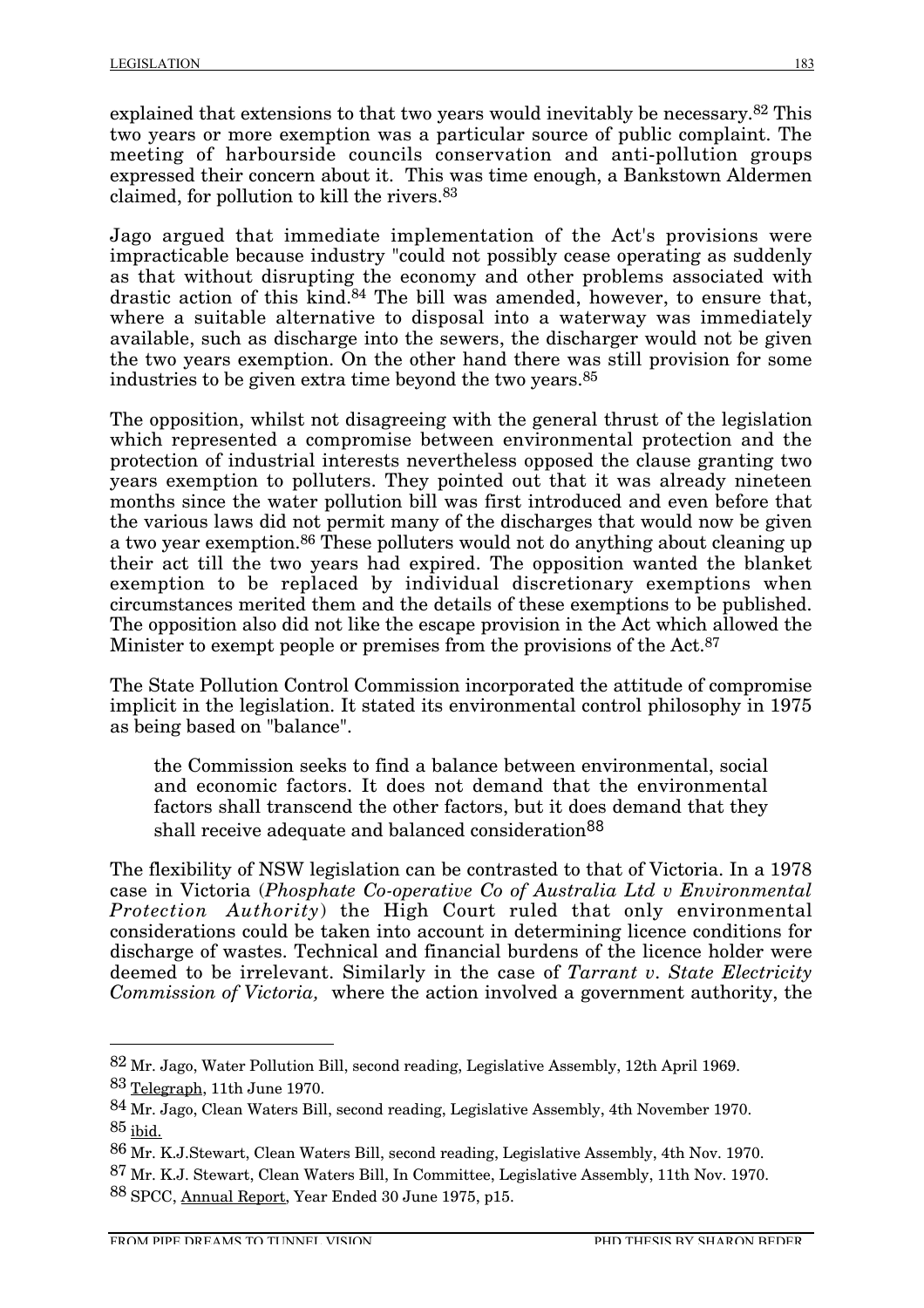explained that extensions to that two years would inevitably be necessary.[82] This two years or more exemption was a particular source of public complaint. The meeting of harbourside councils conservation and anti-pollution groups expressed their concern about it. This was time enough, a Bankstown Aldermen claimed, for pollution to kill the rivers.[83]

Jago argued that immediate implementation of the Act's provisions were impracticable because industry "could not possibly cease operating as suddenly as that without disrupting the economy and other problems associated with drastic action of this kind.[84] The bill was amended, however, to ensure that, where a suitable alternative to disposal into a waterway was immediately available, such as discharge into the sewers, the discharger would not be given the two years exemption. On the other hand there was still provision for some industries to be given extra time beyond the two years.[85]

The opposition, whilst not disagreeing with the general thrust of the legislation which represented a compromise between environmental protection and the protection of industrial interests nevertheless opposed the clause granting two years exemption to polluters. They pointed out that it was already nineteen months since the water pollution bill was first introduced and even before that the various laws did not permit many of the discharges that would now be given a two year exemption.[86] These polluters would not do anything about cleaning up their act till the two years had expired. The opposition wanted the blanket exemption to be replaced by individual discretionary exemptions when circumstances merited them and the details of these exemptions to be published. The opposition also did not like the escape provision in the Act which allowed the Minister to exempt people or premises from the provisions of the Act.[87]

The State Pollution Control Commission incorporated the attitude of compromise implicit in the legislation. It stated its environmental control philosophy in 1975 as being based on "balance".

> the Commission seeks to find a balance between environmental, social and economic factors. It does not demand that the environmental factors shall transcend the other factors, but it does demand that they shall receive adequate and balanced consideration[88]

The flexibility of NSW legislation can be contrasted to that of Victoria. In a 1978 case in Victoria (*Phosphate Co-operative Co of Australia Ltd v Environmental Protection Authority*) the High Court ruled that only environmental considerations could be taken into account in determining licence conditions for discharge of wastes. Technical and financial burdens of the licence holder were deemed to be irrelevant. Similarly in the case of *Tarrant v. State Electricity Commission of Victoria,* where the action involved a government authority, the

---

[82] Mr. Jago, Water Pollution Bill, second reading, Legislative Assembly, 12th April 1969.

[83] Telegraph, 11th June 1970.

[84] Mr. Jago, Clean Waters Bill, second reading, Legislative Assembly, 4th November 1970.

[85] ibid.

[86] Mr. K.J.Stewart, Clean Waters Bill, second reading, Legislative Assembly, 4th Nov. 1970.

[87] Mr. K.J. Stewart, Clean Waters Bill, In Committee, Legislative Assembly, 11th Nov. 1970.

[88] SPCC, Annual Report, Year Ended 30 June 1975, p15.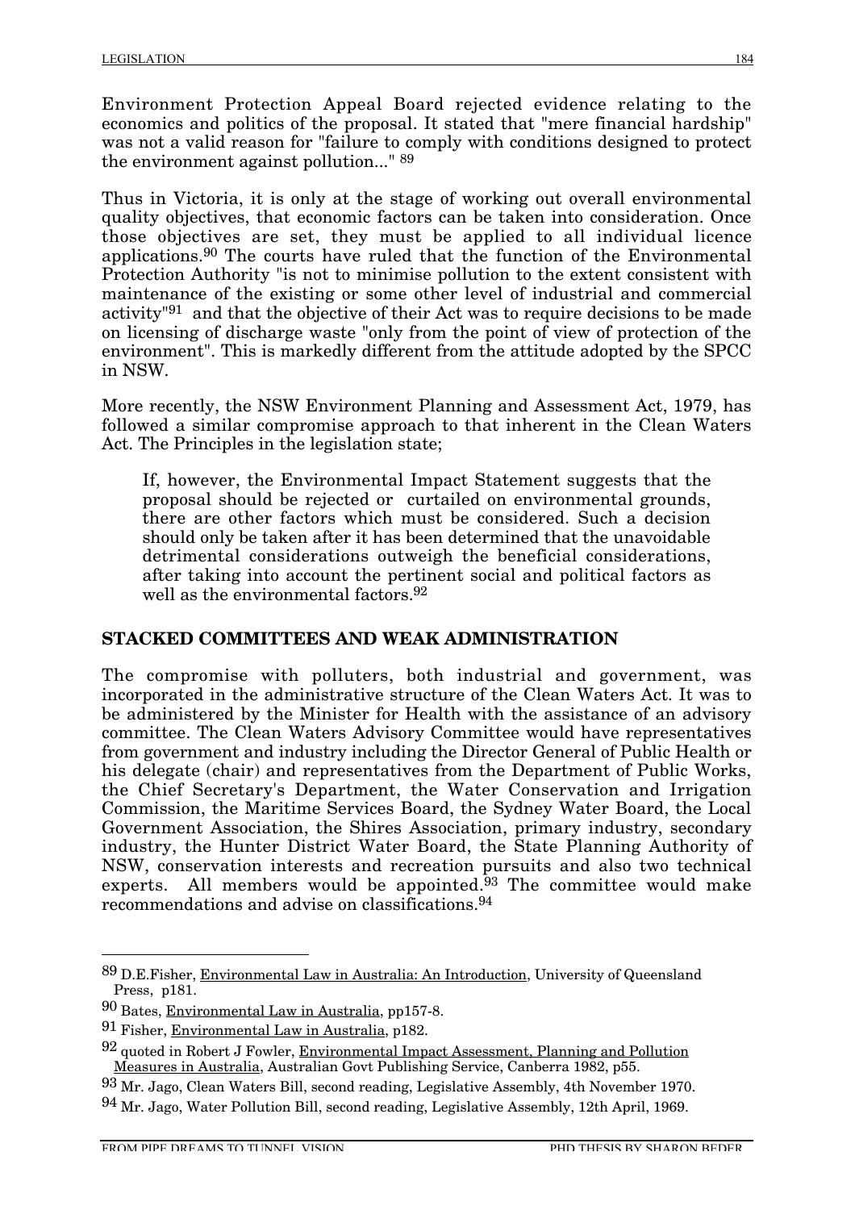Environment Protection Appeal Board rejected evidence relating to the economics and politics of the proposal. It stated that "mere financial hardship" was not a valid reason for "failure to comply with conditions designed to protect the environment against pollution..." [89]

Thus in Victoria, it is only at the stage of working out overall environmental quality objectives, that economic factors can be taken into consideration. Once those objectives are set, they must be applied to all individual licence applications.[90] The courts have ruled that the function of the Environmental Protection Authority "is not to minimise pollution to the extent consistent with maintenance of the existing or some other level of industrial and commercial activity"[91] and that the objective of their Act was to require decisions to be made on licensing of discharge waste "only from the point of view of protection of the environment". This is markedly different from the attitude adopted by the SPCC in NSW.

More recently, the NSW Environment Planning and Assessment Act, 1979, has followed a similar compromise approach to that inherent in the Clean Waters Act. The Principles in the legislation state;

> If, however, the Environmental Impact Statement suggests that the proposal should be rejected or curtailed on environmental grounds, there are other factors which must be considered. Such a decision should only be taken after it has been determined that the unavoidable detrimental considerations outweigh the beneficial considerations, after taking into account the pertinent social and political factors as well as the environmental factors.[92]

## STACKED COMMITTEES AND WEAK ADMINISTRATION

The compromise with polluters, both industrial and government, was incorporated in the administrative structure of the Clean Waters Act. It was to be administered by the Minister for Health with the assistance of an advisory committee. The Clean Waters Advisory Committee would have representatives from government and industry including the Director General of Public Health or his delegate (chair) and representatives from the Department of Public Works, the Chief Secretary's Department, the Water Conservation and Irrigation Commission, the Maritime Services Board, the Sydney Water Board, the Local Government Association, the Shires Association, primary industry, secondary industry, the Hunter District Water Board, the State Planning Authority of NSW, conservation interests and recreation pursuits and also two technical experts. All members would be appointed.[93] The committee would make recommendations and advise on classifications.[94]

---

[89] D.E.Fisher, Environmental Law in Australia: An Introduction, University of Queensland Press, p181.

[90] Bates, Environmental Law in Australia, pp157-8.

[91] Fisher, Environmental Law in Australia, p182.

[92] quoted in Robert J Fowler, Environmental Impact Assessment, Planning and Pollution Measures in Australia, Australian Govt Publishing Service, Canberra 1982, p55.

[93] Mr. Jago, Clean Waters Bill, second reading, Legislative Assembly, 4th November 1970.

[94] Mr. Jago, Water Pollution Bill, second reading, Legislative Assembly, 12th April, 1969.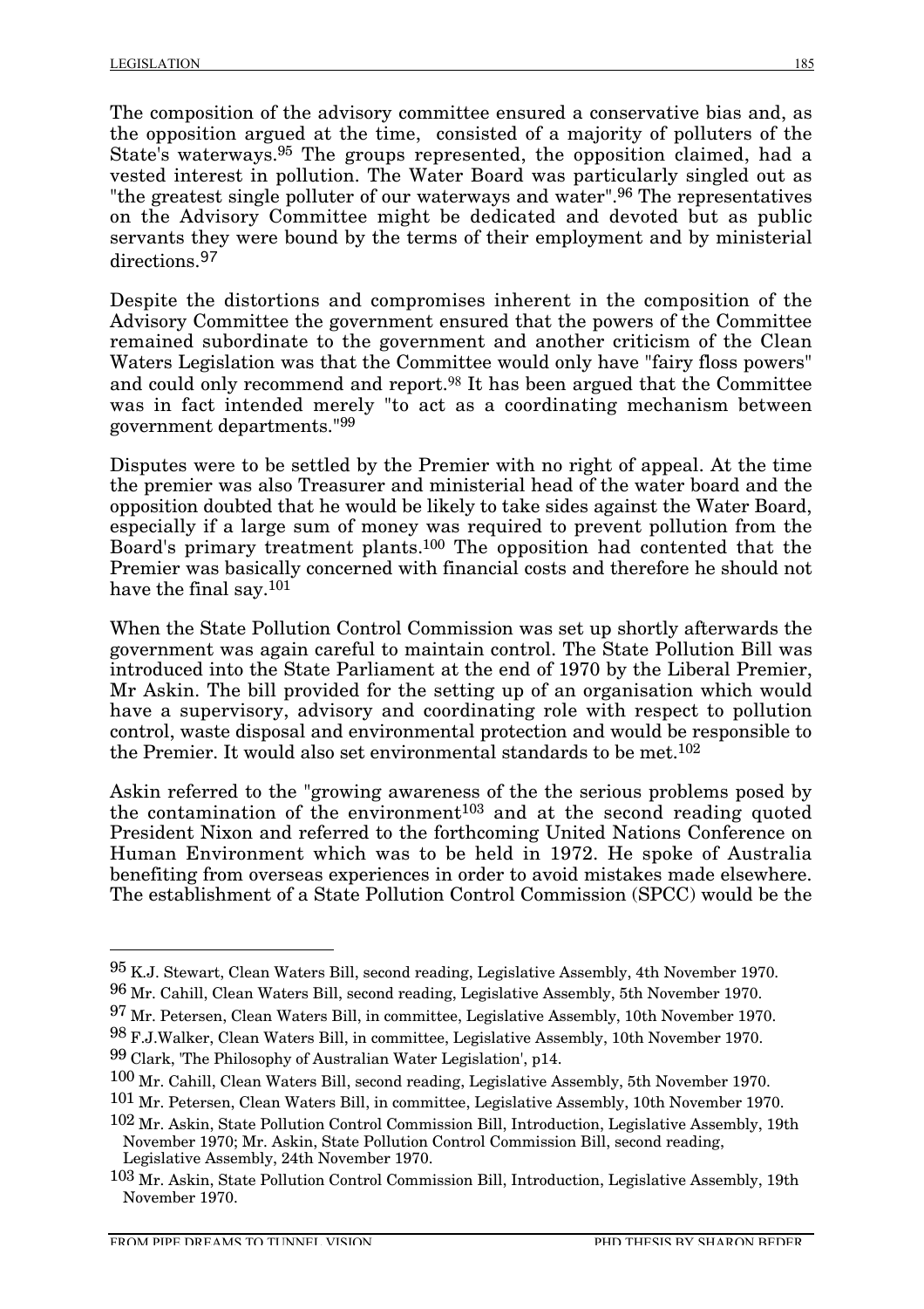The composition of the advisory committee ensured a conservative bias and, as the opposition argued at the time, consisted of a majority of polluters of the State's waterways.[95] The groups represented, the opposition claimed, had a vested interest in pollution. The Water Board was particularly singled out as "the greatest single polluter of our waterways and water".[96] The representatives on the Advisory Committee might be dedicated and devoted but as public servants they were bound by the terms of their employment and by ministerial directions.[97]

Despite the distortions and compromises inherent in the composition of the Advisory Committee the government ensured that the powers of the Committee remained subordinate to the government and another criticism of the Clean Waters Legislation was that the Committee would only have "fairy floss powers" and could only recommend and report.[98] It has been argued that the Committee was in fact intended merely "to act as a coordinating mechanism between government departments."[99]

Disputes were to be settled by the Premier with no right of appeal. At the time the premier was also Treasurer and ministerial head of the water board and the opposition doubted that he would be likely to take sides against the Water Board, especially if a large sum of money was required to prevent pollution from the Board's primary treatment plants.[100] The opposition had contented that the Premier was basically concerned with financial costs and therefore he should not have the final say.[101]

When the State Pollution Control Commission was set up shortly afterwards the government was again careful to maintain control. The State Pollution Bill was introduced into the State Parliament at the end of 1970 by the Liberal Premier, Mr Askin. The bill provided for the setting up of an organisation which would have a supervisory, advisory and coordinating role with respect to pollution control, waste disposal and environmental protection and would be responsible to the Premier. It would also set environmental standards to be met.[102]

Askin referred to the "growing awareness of the the serious problems posed by the contamination of the environment[103] and at the second reading quoted President Nixon and referred to the forthcoming United Nations Conference on Human Environment which was to be held in 1972. He spoke of Australia benefiting from overseas experiences in order to avoid mistakes made elsewhere. The establishment of a State Pollution Control Commission (SPCC) would be the

---

[95] K.J. Stewart, Clean Waters Bill, second reading, Legislative Assembly, 4th November 1970.

[96] Mr. Cahill, Clean Waters Bill, second reading, Legislative Assembly, 5th November 1970.

[97] Mr. Petersen, Clean Waters Bill, in committee, Legislative Assembly, 10th November 1970.

[98] F.J.Walker, Clean Waters Bill, in committee, Legislative Assembly, 10th November 1970.

[99] Clark, 'The Philosophy of Australian Water Legislation', p14.

[100] Mr. Cahill, Clean Waters Bill, second reading, Legislative Assembly, 5th November 1970.

[101] Mr. Petersen, Clean Waters Bill, in committee, Legislative Assembly, 10th November 1970.

[102] Mr. Askin, State Pollution Control Commission Bill, Introduction, Legislative Assembly, 19th November 1970; Mr. Askin, State Pollution Control Commission Bill, second reading, Legislative Assembly, 24th November 1970.

[103] Mr. Askin, State Pollution Control Commission Bill, Introduction, Legislative Assembly, 19th November 1970.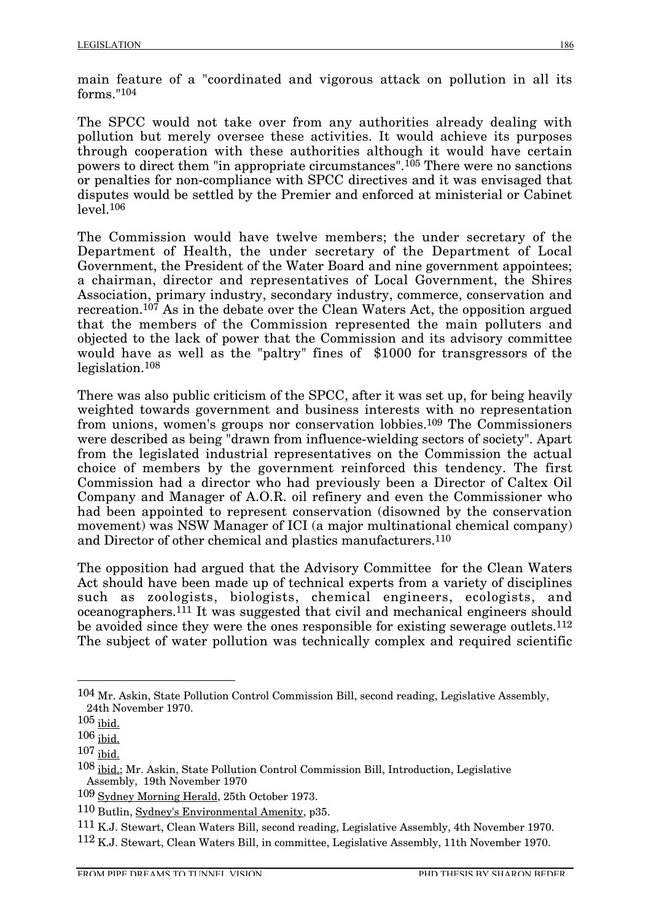main feature of a "coordinated and vigorous attack on pollution in all its forms."[104]

The SPCC would not take over from any authorities already dealing with pollution but merely oversee these activities. It would achieve its purposes through cooperation with these authorities although it would have certain powers to direct them "in appropriate circumstances".[105] There were no sanctions or penalties for non-compliance with SPCC directives and it was envisaged that disputes would be settled by the Premier and enforced at ministerial or Cabinet level.[106]

The Commission would have twelve members; the under secretary of the Department of Health, the under secretary of the Department of Local Government, the President of the Water Board and nine government appointees; a chairman, director and representatives of Local Government, the Shires Association, primary industry, secondary industry, commerce, conservation and recreation.[107] As in the debate over the Clean Waters Act, the opposition argued that the members of the Commission represented the main polluters and objected to the lack of power that the Commission and its advisory committee would have as well as the "paltry" fines of $1000 for transgressors of the legislation.[108]

There was also public criticism of the SPCC, after it was set up, for being heavily weighted towards government and business interests with no representation from unions, women's groups nor conservation lobbies.[109] The Commissioners were described as being "drawn from influence-wielding sectors of society". Apart from the legislated industrial representatives on the Commission the actual choice of members by the government reinforced this tendency. The first Commission had a director who had previously been a Director of Caltex Oil Company and Manager of A.O.R. oil refinery and even the Commissioner who had been appointed to represent conservation (disowned by the conservation movement) was NSW Manager of ICI (a major multinational chemical company) and Director of other chemical and plastics manufacturers.[110]

The opposition had argued that the Advisory Committee for the Clean Waters Act should have been made up of technical experts from a variety of disciplines such as zoologists, biologists, chemical engineers, ecologists, and oceanographers.[111] It was suggested that civil and mechanical engineers should be avoided since they were the ones responsible for existing sewerage outlets.[112] The subject of water pollution was technically complex and required scientific

---

[104] Mr. Askin, State Pollution Control Commission Bill, second reading, Legislative Assembly, 24th November 1970.

[105] ibid.

[106] ibid.

[107] ibid.

[108] ibid.; Mr. Askin, State Pollution Control Commission Bill, Introduction, Legislative Assembly, 19th November 1970

[109] Sydney Morning Herald, 25th October 1973.

[110] Butlin, Sydney's Environmental Amenity, p35.

[111] K.J. Stewart, Clean Waters Bill, second reading, Legislative Assembly, 4th November 1970.

[112] K.J. Stewart, Clean Waters Bill, in committee, Legislative Assembly, 11th November 1970.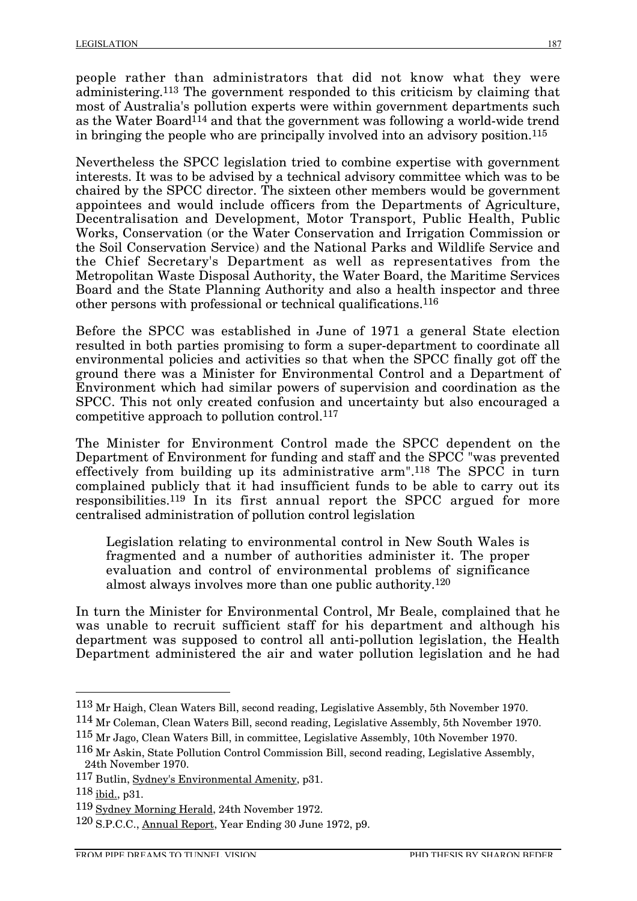people rather than administrators that did not know what they were administering.[113] The government responded to this criticism by claiming that most of Australia's pollution experts were within government departments such as the Water Board[114] and that the government was following a world-wide trend in bringing the people who are principally involved into an advisory position.[115]

Nevertheless the SPCC legislation tried to combine expertise with government interests. It was to be advised by a technical advisory committee which was to be chaired by the SPCC director. The sixteen other members would be government appointees and would include officers from the Departments of Agriculture, Decentralisation and Development, Motor Transport, Public Health, Public Works, Conservation (or the Water Conservation and Irrigation Commission or the Soil Conservation Service) and the National Parks and Wildlife Service and the Chief Secretary's Department as well as representatives from the Metropolitan Waste Disposal Authority, the Water Board, the Maritime Services Board and the State Planning Authority and also a health inspector and three other persons with professional or technical qualifications.[116]

Before the SPCC was established in June of 1971 a general State election resulted in both parties promising to form a super-department to coordinate all environmental policies and activities so that when the SPCC finally got off the ground there was a Minister for Environmental Control and a Department of Environment which had similar powers of supervision and coordination as the SPCC. This not only created confusion and uncertainty but also encouraged a competitive approach to pollution control.[117]

The Minister for Environment Control made the SPCC dependent on the Department of Environment for funding and staff and the SPCC "was prevented effectively from building up its administrative arm".[118] The SPCC in turn complained publicly that it had insufficient funds to be able to carry out its responsibilities.[119] In its first annual report the SPCC argued for more centralised administration of pollution control legislation

> Legislation relating to environmental control in New South Wales is fragmented and a number of authorities administer it. The proper evaluation and control of environmental problems of significance almost always involves more than one public authority.[120]

In turn the Minister for Environmental Control, Mr Beale, complained that he was unable to recruit sufficient staff for his department and although his department was supposed to control all anti-pollution legislation, the Health Department administered the air and water pollution legislation and he had

---

113 Mr Haigh, Clean Waters Bill, second reading, Legislative Assembly, 5th November 1970.

114 Mr Coleman, Clean Waters Bill, second reading, Legislative Assembly, 5th November 1970.

115 Mr Jago, Clean Waters Bill, in committee, Legislative Assembly, 10th November 1970.

116 Mr Askin, State Pollution Control Commission Bill, second reading, Legislative Assembly, 24th November 1970.

117 Butlin, Sydney's Environmental Amenity, p31.

118 ibid., p31.

119 Sydney Morning Herald, 24th November 1972.

120 S.P.C.C., Annual Report, Year Ending 30 June 1972, p9.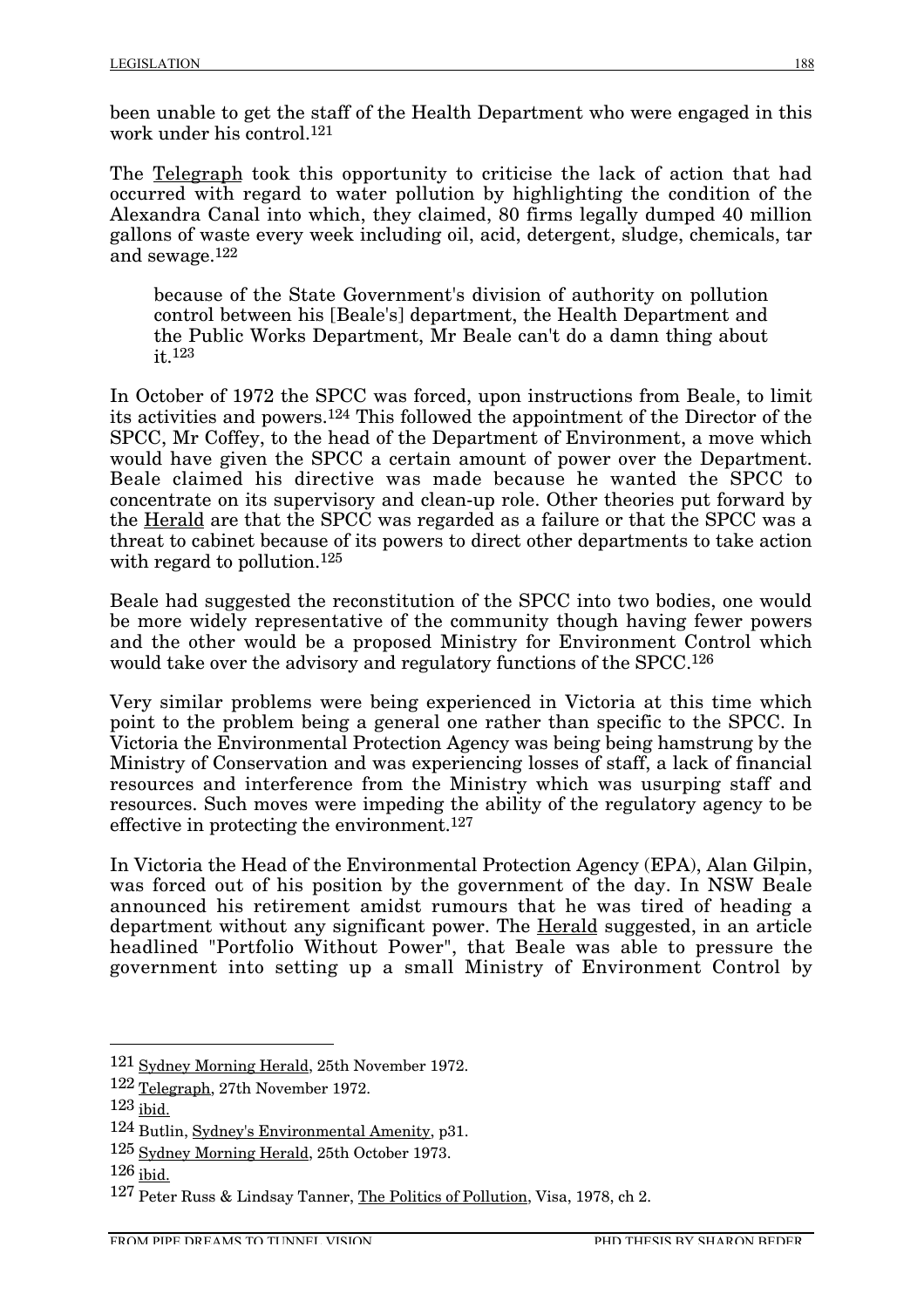been unable to get the staff of the Health Department who were engaged in this work under his control.[121]

The Telegraph took this opportunity to criticise the lack of action that had occurred with regard to water pollution by highlighting the condition of the Alexandra Canal into which, they claimed, 80 firms legally dumped 40 million gallons of waste every week including oil, acid, detergent, sludge, chemicals, tar and sewage.[122]

> because of the State Government's division of authority on pollution control between his [Beale's] department, the Health Department and the Public Works Department, Mr Beale can't do a damn thing about it.[123]

In October of 1972 the SPCC was forced, upon instructions from Beale, to limit its activities and powers.[124] This followed the appointment of the Director of the SPCC, Mr Coffey, to the head of the Department of Environment, a move which would have given the SPCC a certain amount of power over the Department. Beale claimed his directive was made because he wanted the SPCC to concentrate on its supervisory and clean-up role. Other theories put forward by the Herald are that the SPCC was regarded as a failure or that the SPCC was a threat to cabinet because of its powers to direct other departments to take action with regard to pollution.[125]

Beale had suggested the reconstitution of the SPCC into two bodies, one would be more widely representative of the community though having fewer powers and the other would be a proposed Ministry for Environment Control which would take over the advisory and regulatory functions of the SPCC.[126]

Very similar problems were being experienced in Victoria at this time which point to the problem being a general one rather than specific to the SPCC. In Victoria the Environmental Protection Agency was being being hamstrung by the Ministry of Conservation and was experiencing losses of staff, a lack of financial resources and interference from the Ministry which was usurping staff and resources. Such moves were impeding the ability of the regulatory agency to be effective in protecting the environment.[127]

In Victoria the Head of the Environmental Protection Agency (EPA), Alan Gilpin, was forced out of his position by the government of the day. In NSW Beale announced his retirement amidst rumours that he was tired of heading a department without any significant power. The Herald suggested, in an article headlined "Portfolio Without Power", that Beale was able to pressure the government into setting up a small Ministry of Environment Control by

---

[121] Sydney Morning Herald, 25th November 1972.

[122] Telegraph, 27th November 1972.

[123] ibid.

[124] Butlin, Sydney's Environmental Amenity, p31.

[125] Sydney Morning Herald, 25th October 1973.

[126] ibid.

[127] Peter Russ & Lindsay Tanner, The Politics of Pollution, Visa, 1978, ch 2.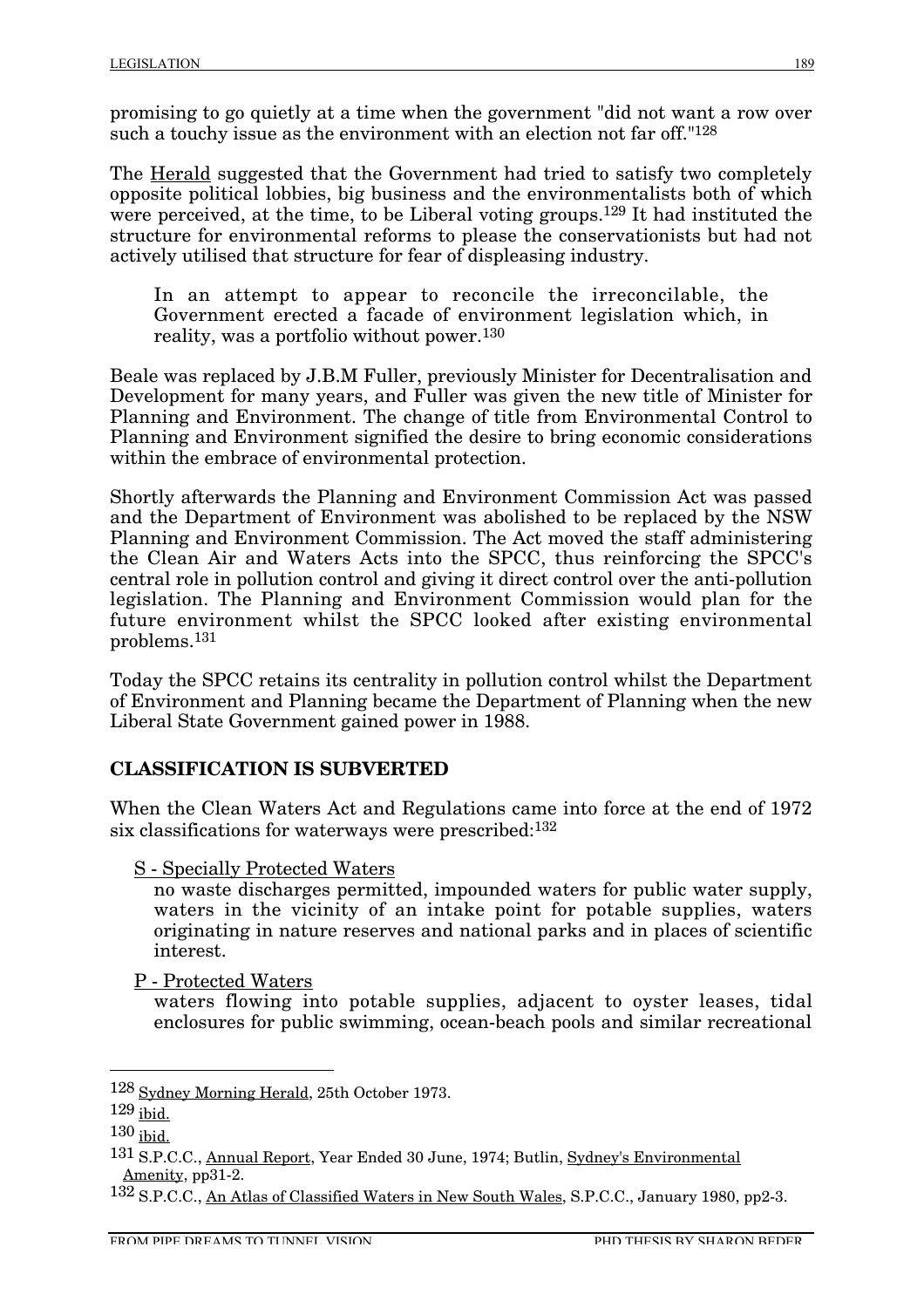promising to go quietly at a time when the government "did not want a row over such a touchy issue as the environment with an election not far off."[128]

The Herald suggested that the Government had tried to satisfy two completely opposite political lobbies, big business and the environmentalists both of which were perceived, at the time, to be Liberal voting groups.[129] It had instituted the structure for environmental reforms to please the conservationists but had not actively utilised that structure for fear of displeasing industry.

> In an attempt to appear to reconcile the irreconcilable, the Government erected a facade of environment legislation which, in reality, was a portfolio without power.[130]

Beale was replaced by J.B.M Fuller, previously Minister for Decentralisation and Development for many years, and Fuller was given the new title of Minister for Planning and Environment. The change of title from Environmental Control to Planning and Environment signified the desire to bring economic considerations within the embrace of environmental protection.

Shortly afterwards the Planning and Environment Commission Act was passed and the Department of Environment was abolished to be replaced by the NSW Planning and Environment Commission. The Act moved the staff administering the Clean Air and Waters Acts into the SPCC, thus reinforcing the SPCC's central role in pollution control and giving it direct control over the anti-pollution legislation. The Planning and Environment Commission would plan for the future environment whilst the SPCC looked after existing environmental problems.[131]

Today the SPCC retains its centrality in pollution control whilst the Department of Environment and Planning became the Department of Planning when the new Liberal State Government gained power in 1988.

## CLASSIFICATION IS SUBVERTED

When the Clean Waters Act and Regulations came into force at the end of 1972 six classifications for waterways were prescribed:[132]

S - Specially Protected Waters
: no waste discharges permitted, impounded waters for public water supply, waters in the vicinity of an intake point for potable supplies, waters originating in nature reserves and national parks and in places of scientific interest.

P - Protected Waters
: waters flowing into potable supplies, adjacent to oyster leases, tidal enclosures for public swimming, ocean-beach pools and similar recreational

---

128 Sydney Morning Herald, 25th October 1973.

129 ibid.

130 ibid.

131 S.P.C.C., Annual Report, Year Ended 30 June, 1974; Butlin, Sydney's Environmental Amenity, pp31-2.

132 S.P.C.C., An Atlas of Classified Waters in New South Wales, S.P.C.C., January 1980, pp2-3.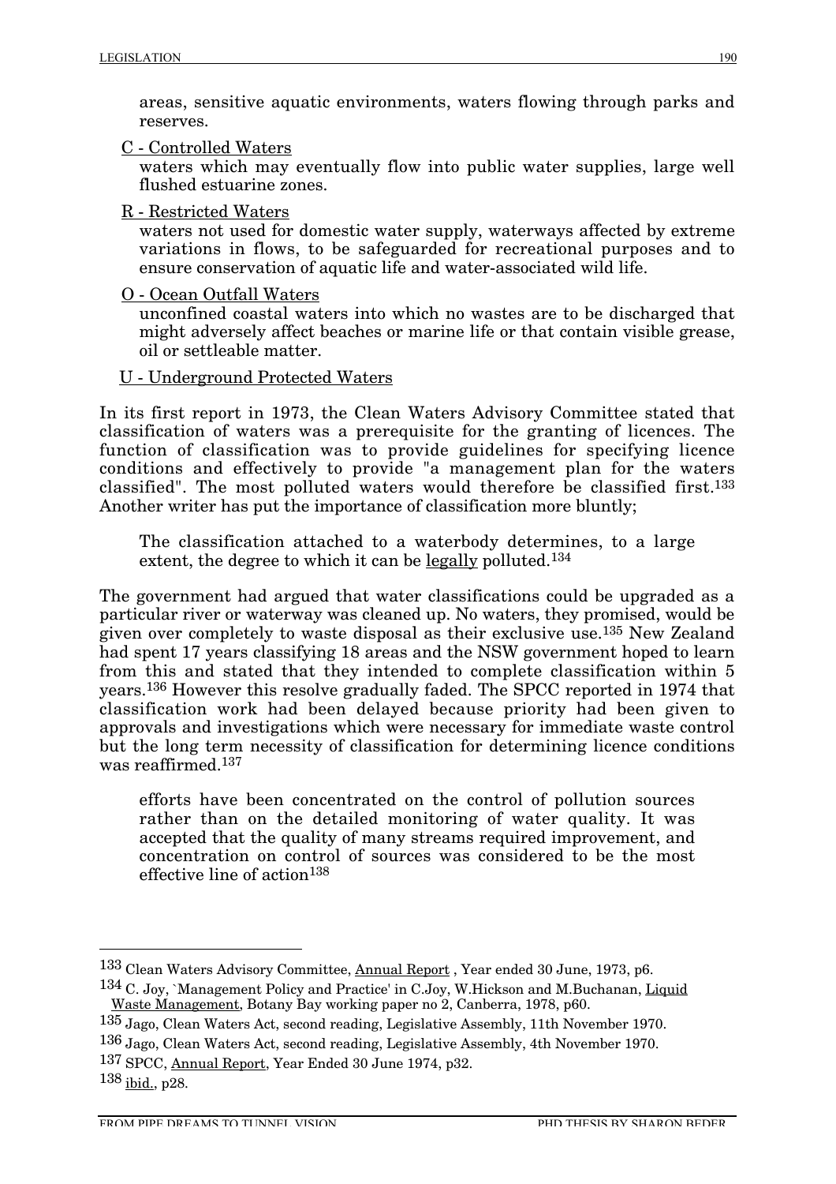areas, sensitive aquatic environments, waters flowing through parks and reserves.

C - Controlled Waters

waters which may eventually flow into public water supplies, large well flushed estuarine zones.

R - Restricted Waters

waters not used for domestic water supply, waterways affected by extreme variations in flows, to be safeguarded for recreational purposes and to ensure conservation of aquatic life and water-associated wild life.

O - Ocean Outfall Waters

unconfined coastal waters into which no wastes are to be discharged that might adversely affect beaches or marine life or that contain visible grease, oil or settleable matter.

U - Underground Protected Waters

In its first report in 1973, the Clean Waters Advisory Committee stated that classification of waters was a prerequisite for the granting of licences. The function of classification was to provide guidelines for specifying licence conditions and effectively to provide "a management plan for the waters classified". The most polluted waters would therefore be classified first.[133] Another writer has put the importance of classification more bluntly;

> The classification attached to a waterbody determines, to a large extent, the degree to which it can be legally polluted.[134]

The government had argued that water classifications could be upgraded as a particular river or waterway was cleaned up. No waters, they promised, would be given over completely to waste disposal as their exclusive use.[135] New Zealand had spent 17 years classifying 18 areas and the NSW government hoped to learn from this and stated that they intended to complete classification within 5 years.[136] However this resolve gradually faded. The SPCC reported in 1974 that classification work had been delayed because priority had been given to approvals and investigations which were necessary for immediate waste control but the long term necessity of classification for determining licence conditions was reaffirmed.[137]

> efforts have been concentrated on the control of pollution sources rather than on the detailed monitoring of water quality. It was accepted that the quality of many streams required improvement, and concentration on control of sources was considered to be the most effective line of action[138]

---

[133] Clean Waters Advisory Committee, Annual Report , Year ended 30 June, 1973, p6.

[134] C. Joy, `Management Policy and Practice' in C.Joy, W.Hickson and M.Buchanan, Liquid Waste Management, Botany Bay working paper no 2, Canberra, 1978, p60.

[135] Jago, Clean Waters Act, second reading, Legislative Assembly, 11th November 1970.

[136] Jago, Clean Waters Act, second reading, Legislative Assembly, 4th November 1970.

[137] SPCC, Annual Report, Year Ended 30 June 1974, p32.

[138] ibid., p28.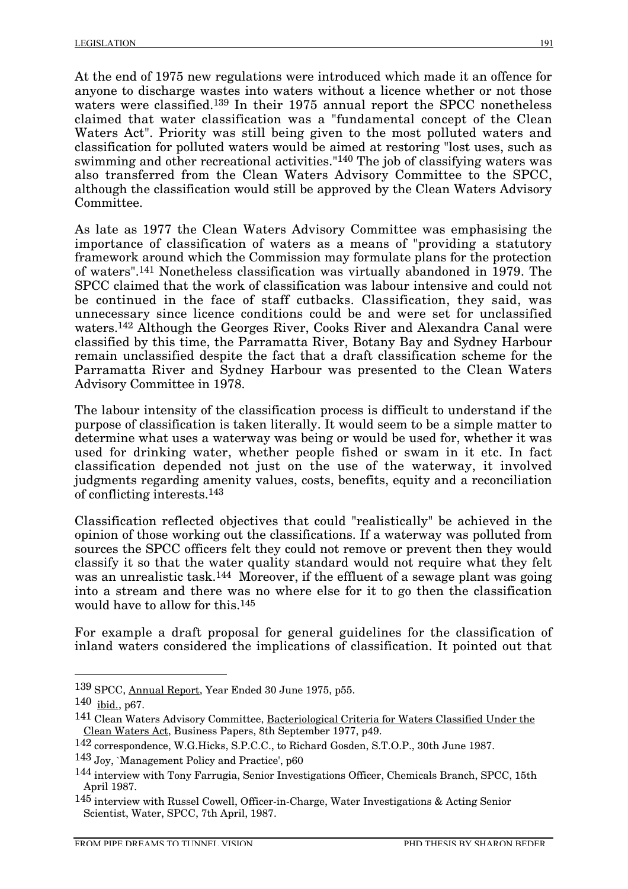At the end of 1975 new regulations were introduced which made it an offence for anyone to discharge wastes into waters without a licence whether or not those waters were classified.[139] In their 1975 annual report the SPCC nonetheless claimed that water classification was a "fundamental concept of the Clean Waters Act". Priority was still being given to the most polluted waters and classification for polluted waters would be aimed at restoring "lost uses, such as swimming and other recreational activities."[140] The job of classifying waters was also transferred from the Clean Waters Advisory Committee to the SPCC, although the classification would still be approved by the Clean Waters Advisory Committee.

As late as 1977 the Clean Waters Advisory Committee was emphasising the importance of classification of waters as a means of "providing a statutory framework around which the Commission may formulate plans for the protection of waters".[141] Nonetheless classification was virtually abandoned in 1979. The SPCC claimed that the work of classification was labour intensive and could not be continued in the face of staff cutbacks. Classification, they said, was unnecessary since licence conditions could be and were set for unclassified waters.[142] Although the Georges River, Cooks River and Alexandra Canal were classified by this time, the Parramatta River, Botany Bay and Sydney Harbour remain unclassified despite the fact that a draft classification scheme for the Parramatta River and Sydney Harbour was presented to the Clean Waters Advisory Committee in 1978.

The labour intensity of the classification process is difficult to understand if the purpose of classification is taken literally. It would seem to be a simple matter to determine what uses a waterway was being or would be used for, whether it was used for drinking water, whether people fished or swam in it etc. In fact classification depended not just on the use of the waterway, it involved judgments regarding amenity values, costs, benefits, equity and a reconciliation of conflicting interests.[143]

Classification reflected objectives that could "realistically" be achieved in the opinion of those working out the classifications. If a waterway was polluted from sources the SPCC officers felt they could not remove or prevent then they would classify it so that the water quality standard would not require what they felt was an unrealistic task.[144] Moreover, if the effluent of a sewage plant was going into a stream and there was no where else for it to go then the classification would have to allow for this.[145]

For example a draft proposal for general guidelines for the classification of inland waters considered the implications of classification. It pointed out that

---

[139] SPCC, Annual Report, Year Ended 30 June 1975, p55.

[140] ibid., p67.

[141] Clean Waters Advisory Committee, Bacteriological Criteria for Waters Classified Under the Clean Waters Act, Business Papers, 8th September 1977, p49.

[142] correspondence, W.G.Hicks, S.P.C.C., to Richard Gosden, S.T.O.P., 30th June 1987.

[143] Joy, `Management Policy and Practice', p60

[144] interview with Tony Farrugia, Senior Investigations Officer, Chemicals Branch, SPCC, 15th April 1987.

[145] interview with Russel Cowell, Officer-in-Charge, Water Investigations & Acting Senior Scientist, Water, SPCC, 7th April, 1987.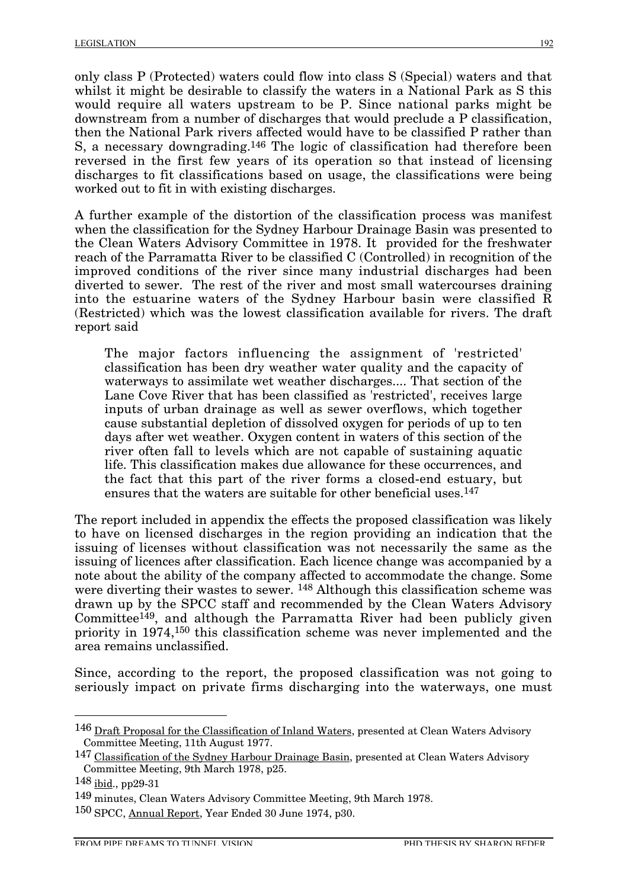only class P (Protected) waters could flow into class S (Special) waters and that whilst it might be desirable to classify the waters in a National Park as S this would require all waters upstream to be P. Since national parks might be downstream from a number of discharges that would preclude a P classification, then the National Park rivers affected would have to be classified P rather than S, a necessary downgrading.[146] The logic of classification had therefore been reversed in the first few years of its operation so that instead of licensing discharges to fit classifications based on usage, the classifications were being worked out to fit in with existing discharges.

A further example of the distortion of the classification process was manifest when the classification for the Sydney Harbour Drainage Basin was presented to the Clean Waters Advisory Committee in 1978. It provided for the freshwater reach of the Parramatta River to be classified C (Controlled) in recognition of the improved conditions of the river since many industrial discharges had been diverted to sewer. The rest of the river and most small watercourses draining into the estuarine waters of the Sydney Harbour basin were classified R (Restricted) which was the lowest classification available for rivers. The draft report said

> The major factors influencing the assignment of 'restricted' classification has been dry weather water quality and the capacity of waterways to assimilate wet weather discharges.... That section of the Lane Cove River that has been classified as 'restricted', receives large inputs of urban drainage as well as sewer overflows, which together cause substantial depletion of dissolved oxygen for periods of up to ten days after wet weather. Oxygen content in waters of this section of the river often fall to levels which are not capable of sustaining aquatic life. This classification makes due allowance for these occurrences, and the fact that this part of the river forms a closed-end estuary, but ensures that the waters are suitable for other beneficial uses.[147]

The report included in appendix the effects the proposed classification was likely to have on licensed discharges in the region providing an indication that the issuing of licenses without classification was not necessarily the same as the issuing of licences after classification. Each licence change was accompanied by a note about the ability of the company affected to accommodate the change. Some were diverting their wastes to sewer. [148] Although this classification scheme was drawn up by the SPCC staff and recommended by the Clean Waters Advisory Committee[149], and although the Parramatta River had been publicly given priority in 1974,[150] this classification scheme was never implemented and the area remains unclassified.

Since, according to the report, the proposed classification was not going to seriously impact on private firms discharging into the waterways, one must

---

[146] Draft Proposal for the Classification of Inland Waters, presented at Clean Waters Advisory Committee Meeting, 11th August 1977.

[147] Classification of the Sydney Harbour Drainage Basin, presented at Clean Waters Advisory Committee Meeting, 9th March 1978, p25.

[148] ibid., pp29-31

[149] minutes, Clean Waters Advisory Committee Meeting, 9th March 1978.

[150] SPCC, Annual Report, Year Ended 30 June 1974, p30.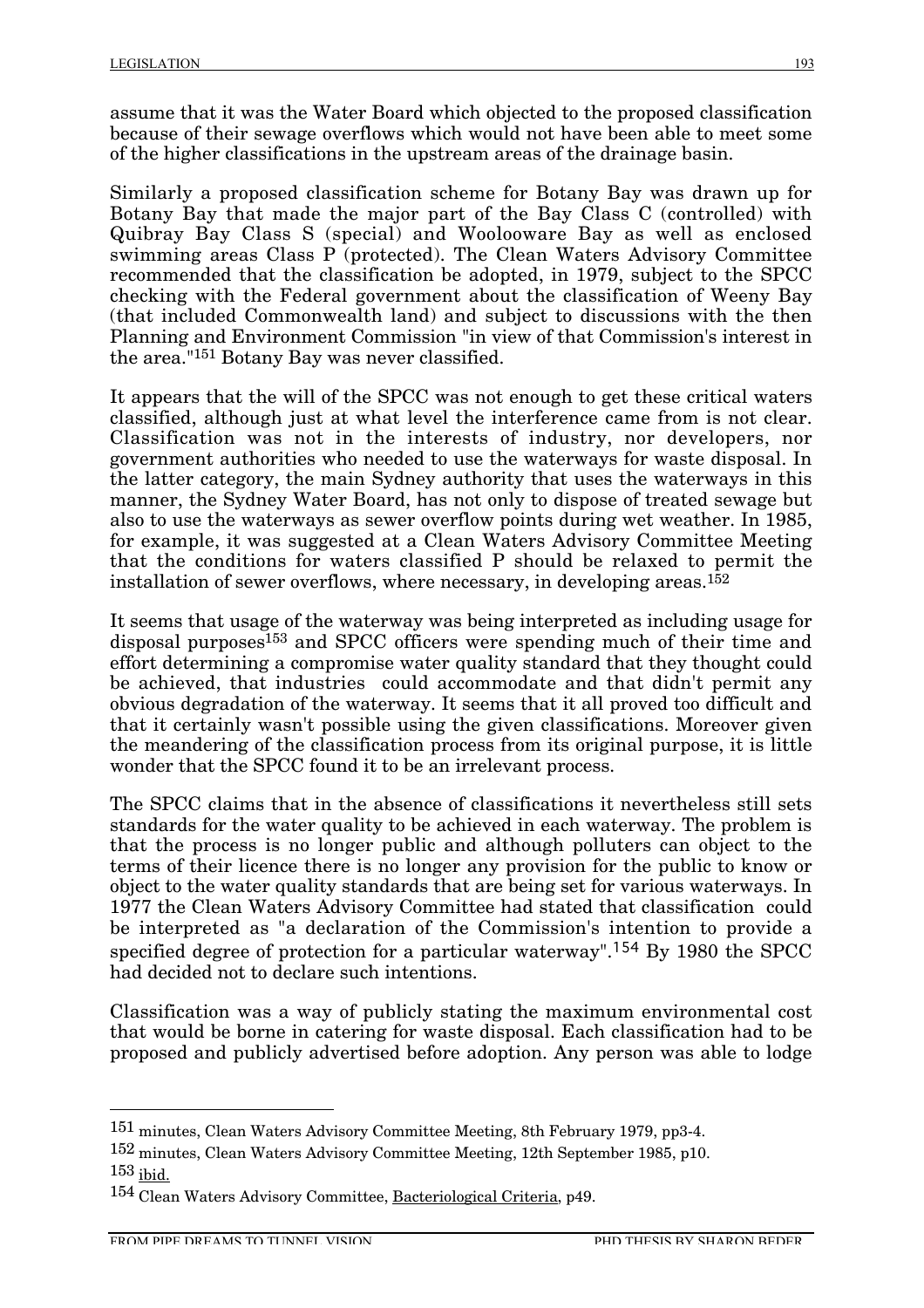assume that it was the Water Board which objected to the proposed classification because of their sewage overflows which would not have been able to meet some of the higher classifications in the upstream areas of the drainage basin.

Similarly a proposed classification scheme for Botany Bay was drawn up for Botany Bay that made the major part of the Bay Class C (controlled) with Quibray Bay Class S (special) and Woolooware Bay as well as enclosed swimming areas Class P (protected). The Clean Waters Advisory Committee recommended that the classification be adopted, in 1979, subject to the SPCC checking with the Federal government about the classification of Weeny Bay (that included Commonwealth land) and subject to discussions with the then Planning and Environment Commission "in view of that Commission's interest in the area."[151] Botany Bay was never classified.

It appears that the will of the SPCC was not enough to get these critical waters classified, although just at what level the interference came from is not clear. Classification was not in the interests of industry, nor developers, nor government authorities who needed to use the waterways for waste disposal. In the latter category, the main Sydney authority that uses the waterways in this manner, the Sydney Water Board, has not only to dispose of treated sewage but also to use the waterways as sewer overflow points during wet weather. In 1985, for example, it was suggested at a Clean Waters Advisory Committee Meeting that the conditions for waters classified P should be relaxed to permit the installation of sewer overflows, where necessary, in developing areas.[152]

It seems that usage of the waterway was being interpreted as including usage for disposal purposes[153] and SPCC officers were spending much of their time and effort determining a compromise water quality standard that they thought could be achieved, that industries could accommodate and that didn't permit any obvious degradation of the waterway. It seems that it all proved too difficult and that it certainly wasn't possible using the given classifications. Moreover given the meandering of the classification process from its original purpose, it is little wonder that the SPCC found it to be an irrelevant process.

The SPCC claims that in the absence of classifications it nevertheless still sets standards for the water quality to be achieved in each waterway. The problem is that the process is no longer public and although polluters can object to the terms of their licence there is no longer any provision for the public to know or object to the water quality standards that are being set for various waterways. In 1977 the Clean Waters Advisory Committee had stated that classification could be interpreted as "a declaration of the Commission's intention to provide a specified degree of protection for a particular waterway".[154] By 1980 the SPCC had decided not to declare such intentions.

Classification was a way of publicly stating the maximum environmental cost that would be borne in catering for waste disposal. Each classification had to be proposed and publicly advertised before adoption. Any person was able to lodge

---

[151] minutes, Clean Waters Advisory Committee Meeting, 8th February 1979, pp3-4.

[152] minutes, Clean Waters Advisory Committee Meeting, 12th September 1985, p10.

[153] ibid.

[154] Clean Waters Advisory Committee, Bacteriological Criteria, p49.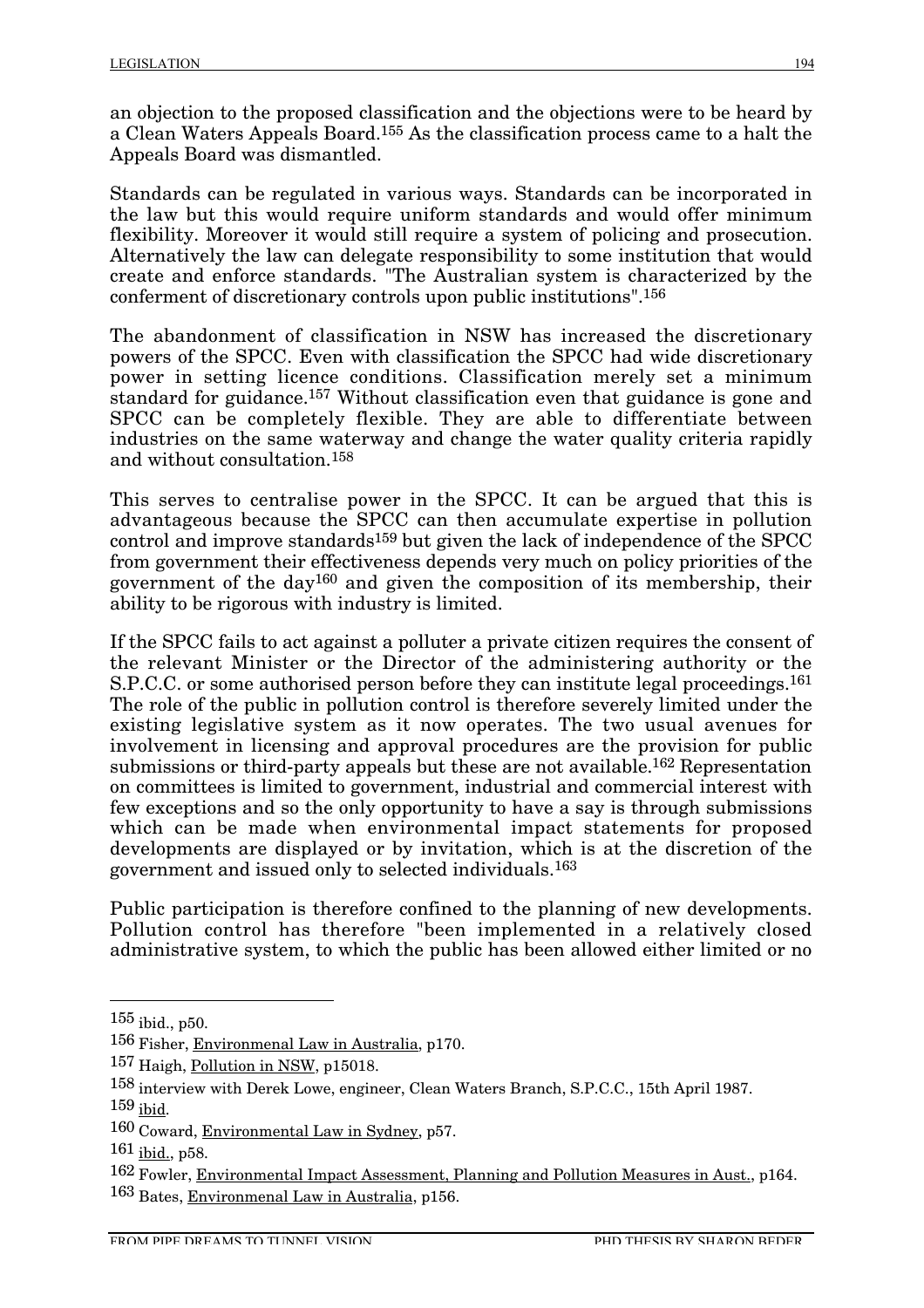an objection to the proposed classification and the objections were to be heard by a Clean Waters Appeals Board.[155] As the classification process came to a halt the Appeals Board was dismantled.

Standards can be regulated in various ways. Standards can be incorporated in the law but this would require uniform standards and would offer minimum flexibility. Moreover it would still require a system of policing and prosecution. Alternatively the law can delegate responsibility to some institution that would create and enforce standards. "The Australian system is characterized by the conferment of discretionary controls upon public institutions".[156]

The abandonment of classification in NSW has increased the discretionary powers of the SPCC. Even with classification the SPCC had wide discretionary power in setting licence conditions. Classification merely set a minimum standard for guidance.[157] Without classification even that guidance is gone and SPCC can be completely flexible. They are able to differentiate between industries on the same waterway and change the water quality criteria rapidly and without consultation.[158]

This serves to centralise power in the SPCC. It can be argued that this is advantageous because the SPCC can then accumulate expertise in pollution control and improve standards[159] but given the lack of independence of the SPCC from government their effectiveness depends very much on policy priorities of the government of the day[160] and given the composition of its membership, their ability to be rigorous with industry is limited.

If the SPCC fails to act against a polluter a private citizen requires the consent of the relevant Minister or the Director of the administering authority or the S.P.C.C. or some authorised person before they can institute legal proceedings.[161] The role of the public in pollution control is therefore severely limited under the existing legislative system as it now operates. The two usual avenues for involvement in licensing and approval procedures are the provision for public submissions or third-party appeals but these are not available.[162] Representation on committees is limited to government, industrial and commercial interest with few exceptions and so the only opportunity to have a say is through submissions which can be made when environmental impact statements for proposed developments are displayed or by invitation, which is at the discretion of the government and issued only to selected individuals.[163]

Public participation is therefore confined to the planning of new developments. Pollution control has therefore "been implemented in a relatively closed administrative system, to which the public has been allowed either limited or no

---

155 ibid., p50.

156 Fisher, Environmenal Law in Australia, p170.

157 Haigh, Pollution in NSW, p15018.

158 interview with Derek Lowe, engineer, Clean Waters Branch, S.P.C.C., 15th April 1987.

159 ibid.

160 Coward, Environmental Law in Sydney, p57.

161 ibid., p58.

162 Fowler, Environmental Impact Assessment, Planning and Pollution Measures in Aust., p164.

163 Bates, Environmental Law in Australia, p156.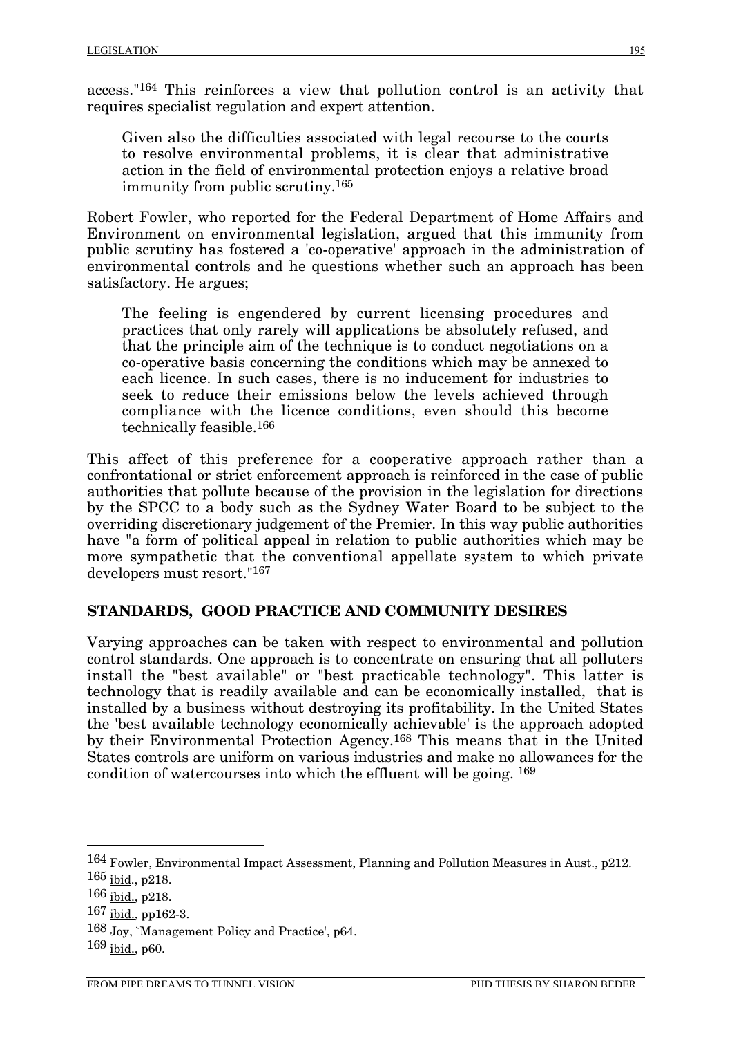access."[164] This reinforces a view that pollution control is an activity that requires specialist regulation and expert attention.

> Given also the difficulties associated with legal recourse to the courts to resolve environmental problems, it is clear that administrative action in the field of environmental protection enjoys a relative broad immunity from public scrutiny.[165]

Robert Fowler, who reported for the Federal Department of Home Affairs and Environment on environmental legislation, argued that this immunity from public scrutiny has fostered a 'co-operative' approach in the administration of environmental controls and he questions whether such an approach has been satisfactory. He argues;

> The feeling is engendered by current licensing procedures and practices that only rarely will applications be absolutely refused, and that the principle aim of the technique is to conduct negotiations on a co-operative basis concerning the conditions which may be annexed to each licence. In such cases, there is no inducement for industries to seek to reduce their emissions below the levels achieved through compliance with the licence conditions, even should this become technically feasible.[166]

This affect of this preference for a cooperative approach rather than a confrontational or strict enforcement approach is reinforced in the case of public authorities that pollute because of the provision in the legislation for directions by the SPCC to a body such as the Sydney Water Board to be subject to the overriding discretionary judgement of the Premier. In this way public authorities have "a form of political appeal in relation to public authorities which may be more sympathetic that the conventional appellate system to which private developers must resort."[167]

## STANDARDS, GOOD PRACTICE AND COMMUNITY DESIRES

Varying approaches can be taken with respect to environmental and pollution control standards. One approach is to concentrate on ensuring that all polluters install the "best available" or "best practicable technology". This latter is technology that is readily available and can be economically installed, that is installed by a business without destroying its profitability. In the United States the 'best available technology economically achievable' is the approach adopted by their Environmental Protection Agency.[168] This means that in the United States controls are uniform on various industries and make no allowances for the condition of watercourses into which the effluent will be going. [169]

---

164 Fowler, Environmental Impact Assessment, Planning and Pollution Measures in Aust., p212.
165 ibid., p218.
166 ibid., p218.
167 ibid., pp162-3.
168 Joy, `Management Policy and Practice', p64.
169 ibid., p60.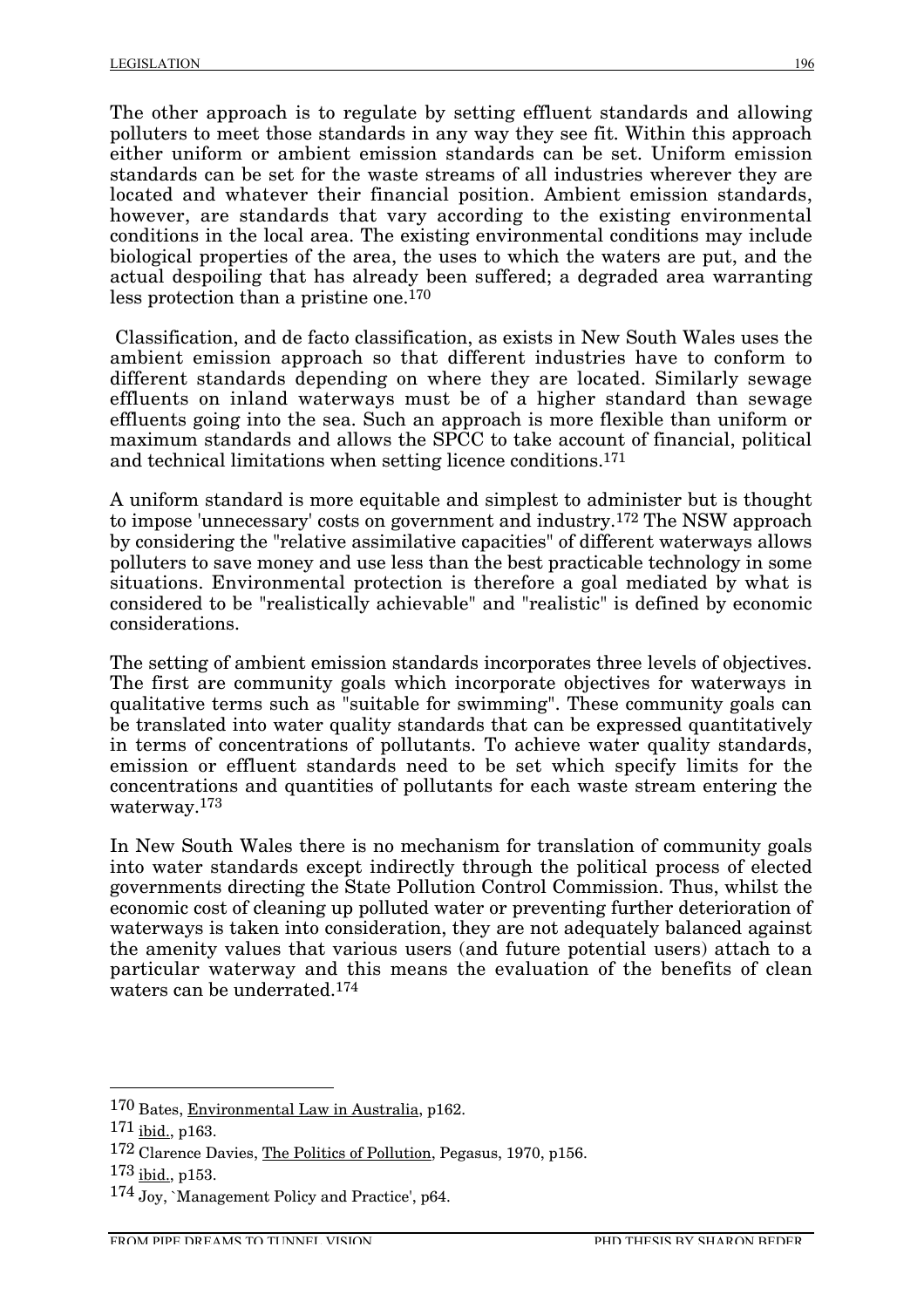The other approach is to regulate by setting effluent standards and allowing polluters to meet those standards in any way they see fit. Within this approach either uniform or ambient emission standards can be set. Uniform emission standards can be set for the waste streams of all industries wherever they are located and whatever their financial position. Ambient emission standards, however, are standards that vary according to the existing environmental conditions in the local area. The existing environmental conditions may include biological properties of the area, the uses to which the waters are put, and the actual despoiling that has already been suffered; a degraded area warranting less protection than a pristine one.[170]

Classification, and de facto classification, as exists in New South Wales uses the ambient emission approach so that different industries have to conform to different standards depending on where they are located. Similarly sewage effluents on inland waterways must be of a higher standard than sewage effluents going into the sea. Such an approach is more flexible than uniform or maximum standards and allows the SPCC to take account of financial, political and technical limitations when setting licence conditions.[171]

A uniform standard is more equitable and simplest to administer but is thought to impose 'unnecessary' costs on government and industry.[172] The NSW approach by considering the "relative assimilative capacities" of different waterways allows polluters to save money and use less than the best practicable technology in some situations. Environmental protection is therefore a goal mediated by what is considered to be "realistically achievable" and "realistic" is defined by economic considerations.

The setting of ambient emission standards incorporates three levels of objectives. The first are community goals which incorporate objectives for waterways in qualitative terms such as "suitable for swimming". These community goals can be translated into water quality standards that can be expressed quantitatively in terms of concentrations of pollutants. To achieve water quality standards, emission or effluent standards need to be set which specify limits for the concentrations and quantities of pollutants for each waste stream entering the waterway.[173]

In New South Wales there is no mechanism for translation of community goals into water standards except indirectly through the political process of elected governments directing the State Pollution Control Commission. Thus, whilst the economic cost of cleaning up polluted water or preventing further deterioration of waterways is taken into consideration, they are not adequately balanced against the amenity values that various users (and future potential users) attach to a particular waterway and this means the evaluation of the benefits of clean waters can be underrated.[174]

---

170 Bates, Environmental Law in Australia, p162.

171 ibid., p163.

172 Clarence Davies, The Politics of Pollution, Pegasus, 1970, p156.

173 ibid., p153.

174 Joy, `Management Policy and Practice', p64.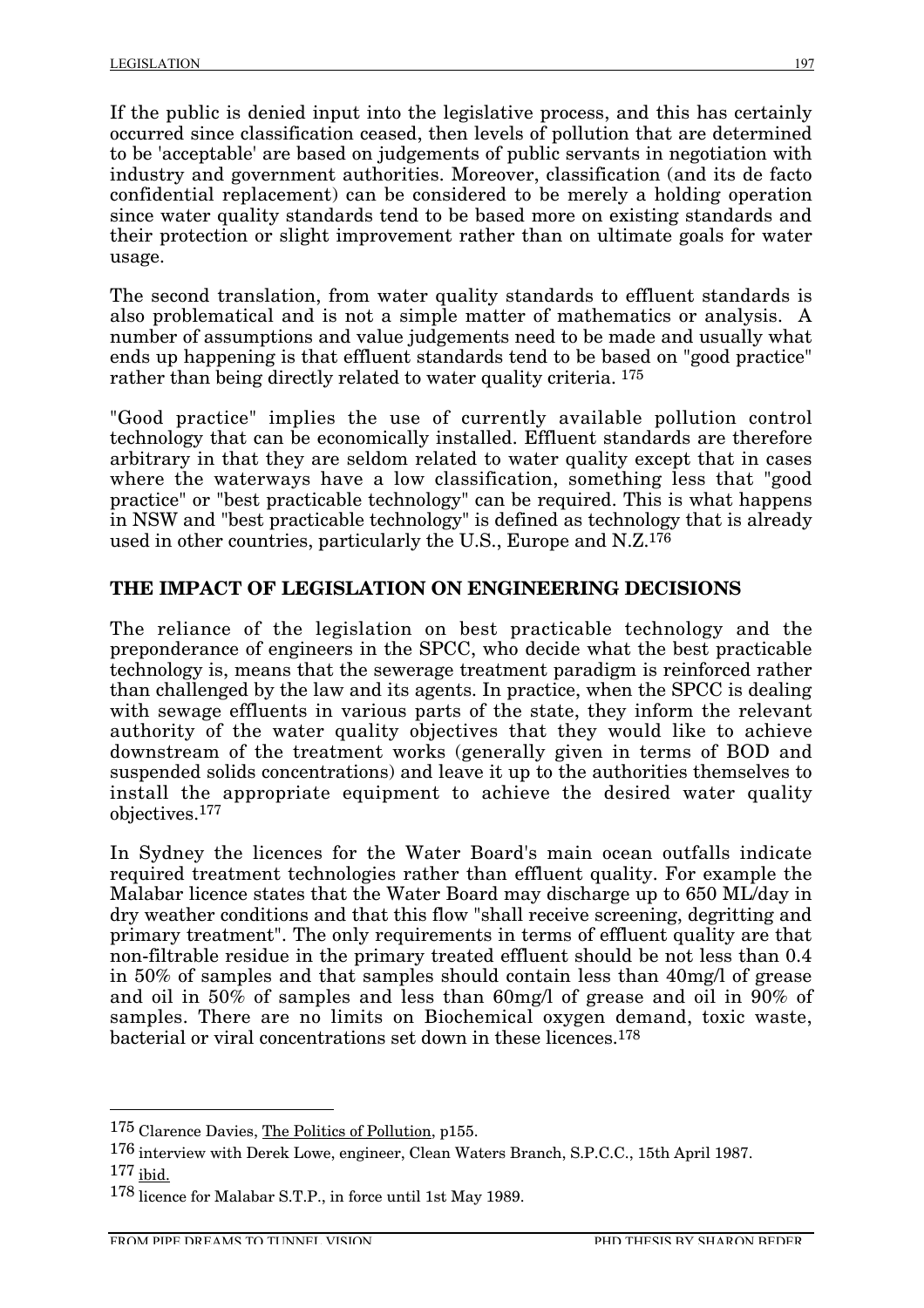If the public is denied input into the legislative process, and this has certainly occurred since classification ceased, then levels of pollution that are determined to be 'acceptable' are based on judgements of public servants in negotiation with industry and government authorities. Moreover, classification (and its de facto confidential replacement) can be considered to be merely a holding operation since water quality standards tend to be based more on existing standards and their protection or slight improvement rather than on ultimate goals for water usage.

The second translation, from water quality standards to effluent standards is also problematical and is not a simple matter of mathematics or analysis. A number of assumptions and value judgements need to be made and usually what ends up happening is that effluent standards tend to be based on "good practice" rather than being directly related to water quality criteria. [175]

"Good practice" implies the use of currently available pollution control technology that can be economically installed. Effluent standards are therefore arbitrary in that they are seldom related to water quality except that in cases where the waterways have a low classification, something less that "good practice" or "best practicable technology" can be required. This is what happens in NSW and "best practicable technology" is defined as technology that is already used in other countries, particularly the U.S., Europe and N.Z.[176]

## THE IMPACT OF LEGISLATION ON ENGINEERING DECISIONS

The reliance of the legislation on best practicable technology and the preponderance of engineers in the SPCC, who decide what the best practicable technology is, means that the sewerage treatment paradigm is reinforced rather than challenged by the law and its agents. In practice, when the SPCC is dealing with sewage effluents in various parts of the state, they inform the relevant authority of the water quality objectives that they would like to achieve downstream of the treatment works (generally given in terms of BOD and suspended solids concentrations) and leave it up to the authorities themselves to install the appropriate equipment to achieve the desired water quality objectives.[177]

In Sydney the licences for the Water Board's main ocean outfalls indicate required treatment technologies rather than effluent quality. For example the Malabar licence states that the Water Board may discharge up to 650 ML/day in dry weather conditions and that this flow "shall receive screening, degritting and primary treatment". The only requirements in terms of effluent quality are that non-filtrable residue in the primary treated effluent should be not less than 0.4 in 50% of samples and that samples should contain less than 40mg/l of grease and oil in 50% of samples and less than 60mg/l of grease and oil in 90% of samples. There are no limits on Biochemical oxygen demand, toxic waste, bacterial or viral concentrations set down in these licences.[178]

---

[175] Clarence Davies, The Politics of Pollution, p155.

[176] interview with Derek Lowe, engineer, Clean Waters Branch, S.P.C.C., 15th April 1987.

[177] ibid.

[178] licence for Malabar S.T.P., in force until 1st May 1989.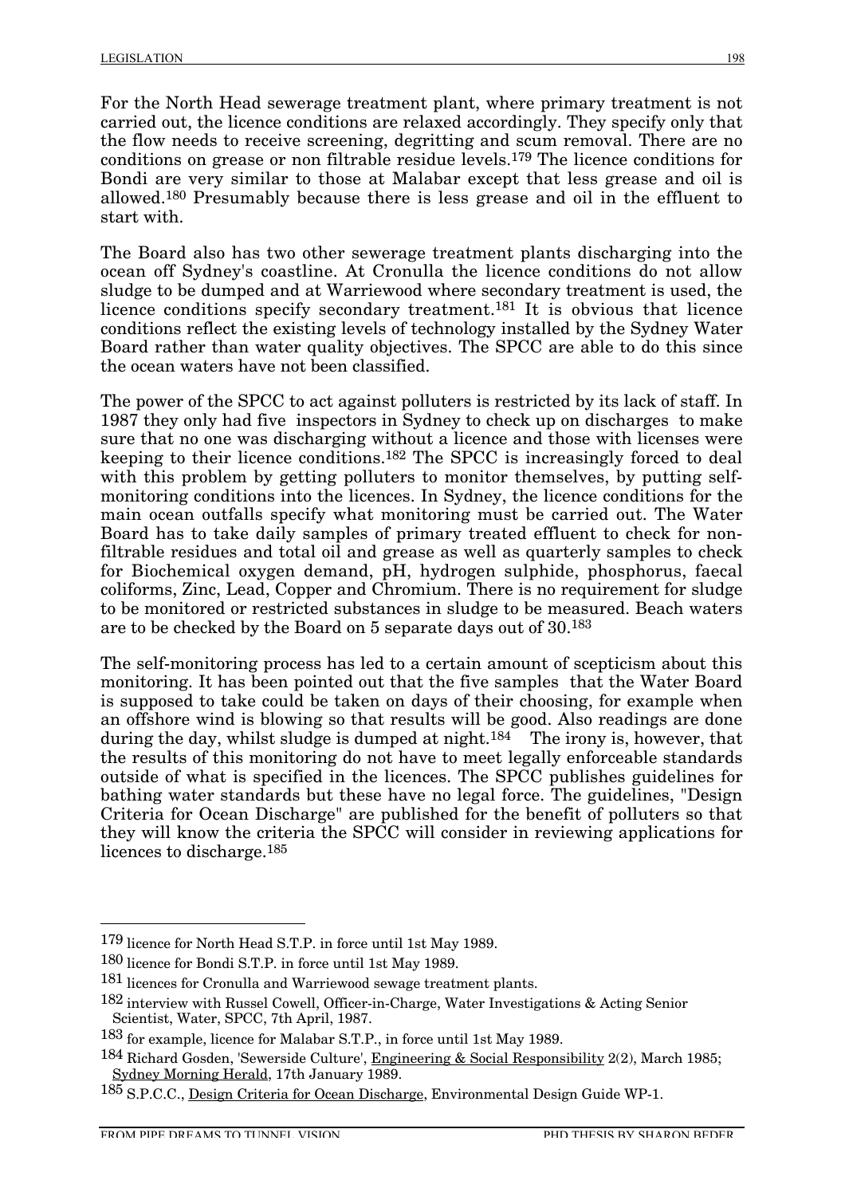For the North Head sewerage treatment plant, where primary treatment is not carried out, the licence conditions are relaxed accordingly. They specify only that the flow needs to receive screening, degritting and scum removal. There are no conditions on grease or non filtrable residue levels.[179] The licence conditions for Bondi are very similar to those at Malabar except that less grease and oil is allowed.[180] Presumably because there is less grease and oil in the effluent to start with.

The Board also has two other sewerage treatment plants discharging into the ocean off Sydney's coastline. At Cronulla the licence conditions do not allow sludge to be dumped and at Warriewood where secondary treatment is used, the licence conditions specify secondary treatment.[181] It is obvious that licence conditions reflect the existing levels of technology installed by the Sydney Water Board rather than water quality objectives. The SPCC are able to do this since the ocean waters have not been classified.

The power of the SPCC to act against polluters is restricted by its lack of staff. In 1987 they only had five inspectors in Sydney to check up on discharges to make sure that no one was discharging without a licence and those with licenses were keeping to their licence conditions.[182] The SPCC is increasingly forced to deal with this problem by getting polluters to monitor themselves, by putting self-monitoring conditions into the licences. In Sydney, the licence conditions for the main ocean outfalls specify what monitoring must be carried out. The Water Board has to take daily samples of primary treated effluent to check for non-filtrable residues and total oil and grease as well as quarterly samples to check for Biochemical oxygen demand, pH, hydrogen sulphide, phosphorus, faecal coliforms, Zinc, Lead, Copper and Chromium. There is no requirement for sludge to be monitored or restricted substances in sludge to be measured. Beach waters are to be checked by the Board on 5 separate days out of 30.[183]

The self-monitoring process has led to a certain amount of scepticism about this monitoring. It has been pointed out that the five samples that the Water Board is supposed to take could be taken on days of their choosing, for example when an offshore wind is blowing so that results will be good. Also readings are done during the day, whilst sludge is dumped at night.[184] The irony is, however, that the results of this monitoring do not have to meet legally enforceable standards outside of what is specified in the licences. The SPCC publishes guidelines for bathing water standards but these have no legal force. The guidelines, "Design Criteria for Ocean Discharge" are published for the benefit of polluters so that they will know the criteria the SPCC will consider in reviewing applications for licences to discharge.[185]

---

[179] licence for North Head S.T.P. in force until 1st May 1989.

[180] licence for Bondi S.T.P. in force until 1st May 1989.

[181] licences for Cronulla and Warriewood sewage treatment plants.

[182] interview with Russel Cowell, Officer-in-Charge, Water Investigations & Acting Senior Scientist, Water, SPCC, 7th April, 1987.

[183] for example, licence for Malabar S.T.P., in force until 1st May 1989.

[184] Richard Gosden, 'Sewerside Culture', Engineering & Social Responsibility 2(2), March 1985; Sydney Morning Herald, 17th January 1989.

[185] S.P.C.C., Design Criteria for Ocean Discharge, Environmental Design Guide WP-1.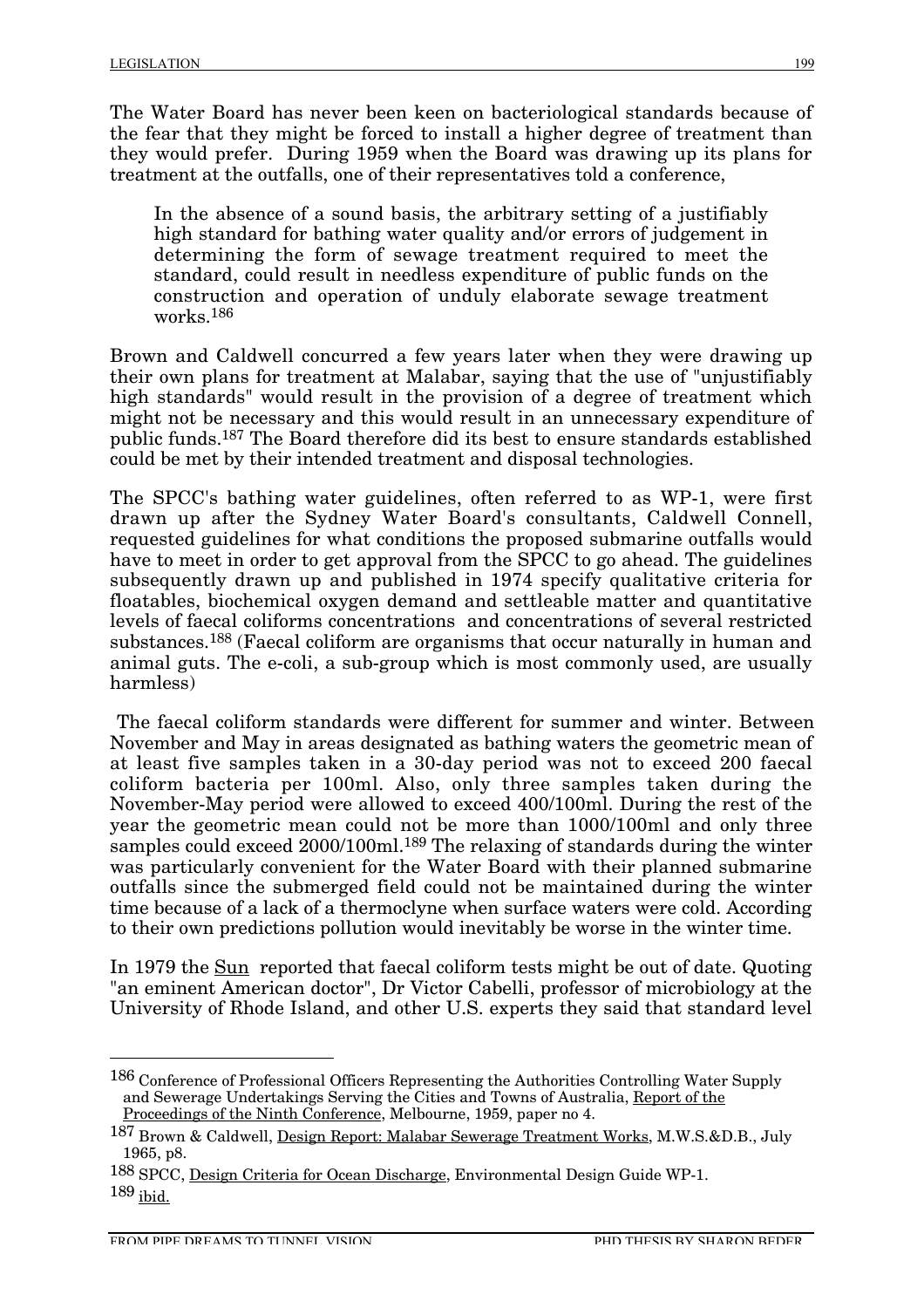The Water Board has never been keen on bacteriological standards because of the fear that they might be forced to install a higher degree of treatment than they would prefer. During 1959 when the Board was drawing up its plans for treatment at the outfalls, one of their representatives told a conference,

> In the absence of a sound basis, the arbitrary setting of a justifiably high standard for bathing water quality and/or errors of judgement in determining the form of sewage treatment required to meet the standard, could result in needless expenditure of public funds on the construction and operation of unduly elaborate sewage treatment works.[186]

Brown and Caldwell concurred a few years later when they were drawing up their own plans for treatment at Malabar, saying that the use of "unjustifiably high standards" would result in the provision of a degree of treatment which might not be necessary and this would result in an unnecessary expenditure of public funds.[187] The Board therefore did its best to ensure standards established could be met by their intended treatment and disposal technologies.

The SPCC's bathing water guidelines, often referred to as WP-1, were first drawn up after the Sydney Water Board's consultants, Caldwell Connell, requested guidelines for what conditions the proposed submarine outfalls would have to meet in order to get approval from the SPCC to go ahead. The guidelines subsequently drawn up and published in 1974 specify qualitative criteria for floatables, biochemical oxygen demand and settleable matter and quantitative levels of faecal coliforms concentrations and concentrations of several restricted substances.[188] (Faecal coliform are organisms that occur naturally in human and animal guts. The e-coli, a sub-group which is most commonly used, are usually harmless)

The faecal coliform standards were different for summer and winter. Between November and May in areas designated as bathing waters the geometric mean of at least five samples taken in a 30-day period was not to exceed 200 faecal coliform bacteria per 100ml. Also, only three samples taken during the November-May period were allowed to exceed 400/100ml. During the rest of the year the geometric mean could not be more than 1000/100ml and only three samples could exceed 2000/100ml.[189] The relaxing of standards during the winter was particularly convenient for the Water Board with their planned submarine outfalls since the submerged field could not be maintained during the winter time because of a lack of a thermoclyne when surface waters were cold. According to their own predictions pollution would inevitably be worse in the winter time.

In 1979 the Sun reported that faecal coliform tests might be out of date. Quoting "an eminent American doctor", Dr Victor Cabelli, professor of microbiology at the University of Rhode Island, and other U.S. experts they said that standard level

---

[186] Conference of Professional Officers Representing the Authorities Controlling Water Supply and Sewerage Undertakings Serving the Cities and Towns of Australia, Report of the Proceedings of the Ninth Conference, Melbourne, 1959, paper no 4.

[187] Brown & Caldwell, Design Report: Malabar Sewerage Treatment Works, M.W.S.&D.B., July 1965, p8.

[188] SPCC, Design Criteria for Ocean Discharge, Environmental Design Guide WP-1.

[189] ibid.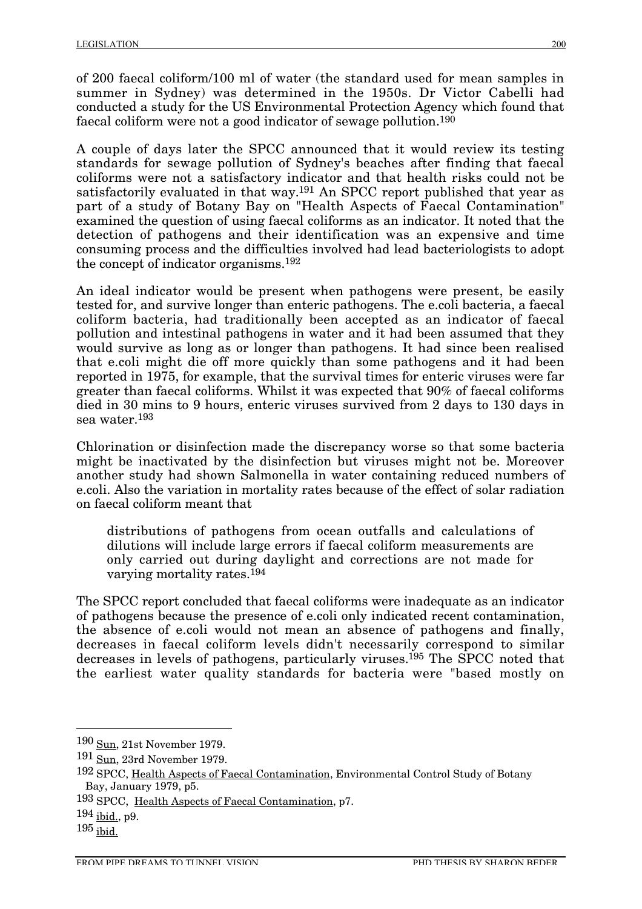of 200 faecal coliform/100 ml of water (the standard used for mean samples in summer in Sydney) was determined in the 1950s. Dr Victor Cabelli had conducted a study for the US Environmental Protection Agency which found that faecal coliform were not a good indicator of sewage pollution.[190]

A couple of days later the SPCC announced that it would review its testing standards for sewage pollution of Sydney's beaches after finding that faecal coliforms were not a satisfactory indicator and that health risks could not be satisfactorily evaluated in that way.[191] An SPCC report published that year as part of a study of Botany Bay on "Health Aspects of Faecal Contamination" examined the question of using faecal coliforms as an indicator. It noted that the detection of pathogens and their identification was an expensive and time consuming process and the difficulties involved had lead bacteriologists to adopt the concept of indicator organisms.[192]

An ideal indicator would be present when pathogens were present, be easily tested for, and survive longer than enteric pathogens. The e.coli bacteria, a faecal coliform bacteria, had traditionally been accepted as an indicator of faecal pollution and intestinal pathogens in water and it had been assumed that they would survive as long as or longer than pathogens. It had since been realised that e.coli might die off more quickly than some pathogens and it had been reported in 1975, for example, that the survival times for enteric viruses were far greater than faecal coliforms. Whilst it was expected that 90% of faecal coliforms died in 30 mins to 9 hours, enteric viruses survived from 2 days to 130 days in sea water.[193]

Chlorination or disinfection made the discrepancy worse so that some bacteria might be inactivated by the disinfection but viruses might not be. Moreover another study had shown Salmonella in water containing reduced numbers of e.coli. Also the variation in mortality rates because of the effect of solar radiation on faecal coliform meant that

> distributions of pathogens from ocean outfalls and calculations of dilutions will include large errors if faecal coliform measurements are only carried out during daylight and corrections are not made for varying mortality rates.[194]

The SPCC report concluded that faecal coliforms were inadequate as an indicator of pathogens because the presence of e.coli only indicated recent contamination, the absence of e.coli would not mean an absence of pathogens and finally, decreases in faecal coliform levels didn't necessarily correspond to similar decreases in levels of pathogens, particularly viruses.[195] The SPCC noted that the earliest water quality standards for bacteria were "based mostly on

---

[190] Sun, 21st November 1979.

[191] Sun, 23rd November 1979.

[192] SPCC, Health Aspects of Faecal Contamination, Environmental Control Study of Botany Bay, January 1979, p5.

[193] SPCC, Health Aspects of Faecal Contamination, p7.

[194] ibid., p9.

[195] ibid.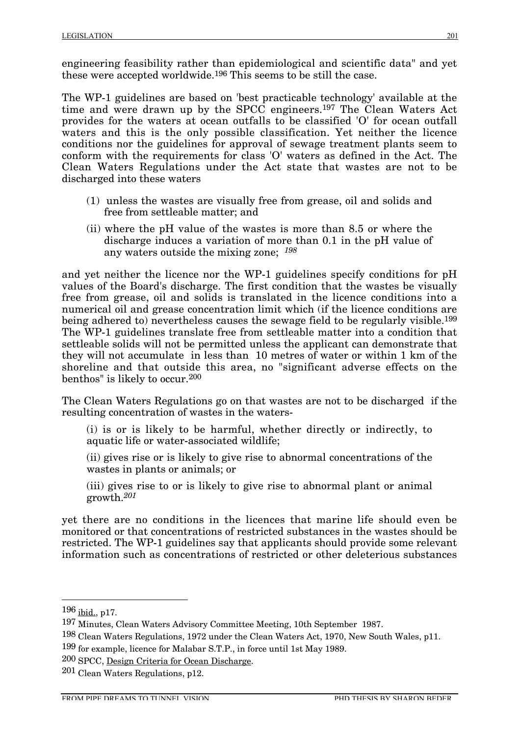engineering feasibility rather than epidemiological and scientific data" and yet these were accepted worldwide.[196] This seems to be still the case.

The WP-1 guidelines are based on 'best practicable technology' available at the time and were drawn up by the SPCC engineers.[197] The Clean Waters Act provides for the waters at ocean outfalls to be classified 'O' for ocean outfall waters and this is the only possible classification. Yet neither the licence conditions nor the guidelines for approval of sewage treatment plants seem to conform with the requirements for class 'O' waters as defined in the Act. The Clean Waters Regulations under the Act state that wastes are not to be discharged into these waters

> (1) unless the wastes are visually free from grease, oil and solids and free from settleable matter; and
>
> (ii) where the pH value of the wastes is more than 8.5 or where the discharge induces a variation of more than 0.1 in the pH value of any waters outside the mixing zone; [198]

and yet neither the licence nor the WP-1 guidelines specify conditions for pH values of the Board's discharge. The first condition that the wastes be visually free from grease, oil and solids is translated in the licence conditions into a numerical oil and grease concentration limit which (if the licence conditions are being adhered to) nevertheless causes the sewage field to be regularly visible.[199] The WP-1 guidelines translate free from settleable matter into a condition that settleable solids will not be permitted unless the applicant can demonstrate that they will not accumulate in less than 10 metres of water or within 1 km of the shoreline and that outside this area, no "significant adverse effects on the benthos" is likely to occur.[200]

The Clean Waters Regulations go on that wastes are not to be discharged if the resulting concentration of wastes in the waters-

> (i) is or is likely to be harmful, whether directly or indirectly, to aquatic life or water-associated wildlife;
>
> (ii) gives rise or is likely to give rise to abnormal concentrations of the wastes in plants or animals; or
>
> (iii) gives rise to or is likely to give rise to abnormal plant or animal growth.[201]

yet there are no conditions in the licences that marine life should even be monitored or that concentrations of restricted substances in the wastes should be restricted. The WP-1 guidelines say that applicants should provide some relevant information such as concentrations of restricted or other deleterious substances

---

[196] ibid., p17.

[197] Minutes, Clean Waters Advisory Committee Meeting, 10th September 1987.

[198] Clean Waters Regulations, 1972 under the Clean Waters Act, 1970, New South Wales, p11.

[199] for example, licence for Malabar S.T.P., in force until 1st May 1989.

[200] SPCC, Design Criteria for Ocean Discharge.

[201] Clean Waters Regulations, p12.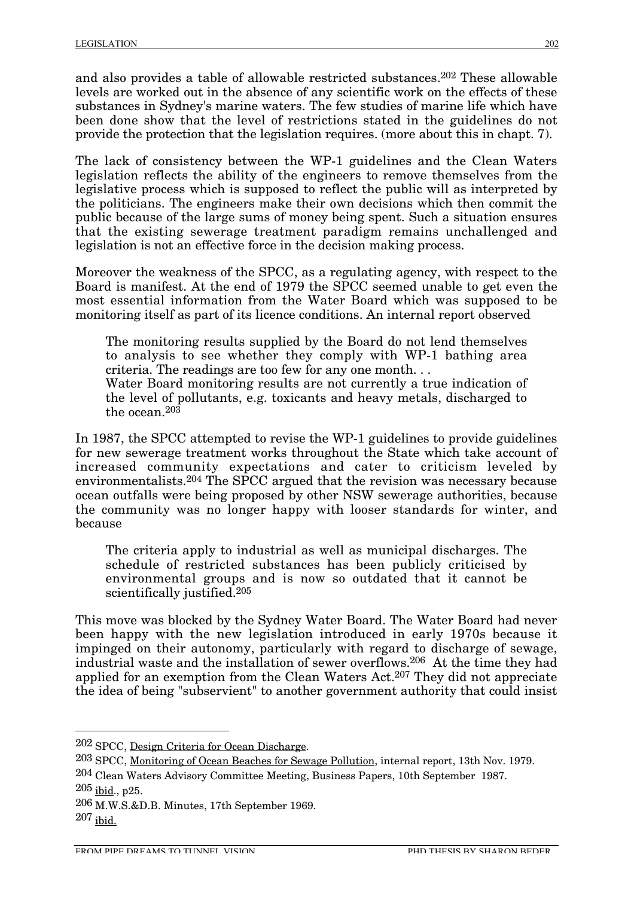and also provides a table of allowable restricted substances.[202] These allowable levels are worked out in the absence of any scientific work on the effects of these substances in Sydney's marine waters. The few studies of marine life which have been done show that the level of restrictions stated in the guidelines do not provide the protection that the legislation requires. (more about this in chapt. 7).

The lack of consistency between the WP-1 guidelines and the Clean Waters legislation reflects the ability of the engineers to remove themselves from the legislative process which is supposed to reflect the public will as interpreted by the politicians. The engineers make their own decisions which then commit the public because of the large sums of money being spent. Such a situation ensures that the existing sewerage treatment paradigm remains unchallenged and legislation is not an effective force in the decision making process.

Moreover the weakness of the SPCC, as a regulating agency, with respect to the Board is manifest. At the end of 1979 the SPCC seemed unable to get even the most essential information from the Water Board which was supposed to be monitoring itself as part of its licence conditions. An internal report observed

> The monitoring results supplied by the Board do not lend themselves to analysis to see whether they comply with WP-1 bathing area criteria. The readings are too few for any one month. . .
> Water Board monitoring results are not currently a true indication of the level of pollutants, e.g. toxicants and heavy metals, discharged to the ocean.[203]

In 1987, the SPCC attempted to revise the WP-1 guidelines to provide guidelines for new sewerage treatment works throughout the State which take account of increased community expectations and cater to criticism leveled by environmentalists.[204] The SPCC argued that the revision was necessary because ocean outfalls were being proposed by other NSW sewerage authorities, because the community was no longer happy with looser standards for winter, and because

> The criteria apply to industrial as well as municipal discharges. The schedule of restricted substances has been publicly criticised by environmental groups and is now so outdated that it cannot be scientifically justified.[205]

This move was blocked by the Sydney Water Board. The Water Board had never been happy with the new legislation introduced in early 1970s because it impinged on their autonomy, particularly with regard to discharge of sewage, industrial waste and the installation of sewer overflows.[206] At the time they had applied for an exemption from the Clean Waters Act.[207] They did not appreciate the idea of being "subservient" to another government authority that could insist

---

[202] SPCC, Design Criteria for Ocean Discharge.

[203] SPCC, Monitoring of Ocean Beaches for Sewage Pollution, internal report, 13th Nov. 1979.

[204] Clean Waters Advisory Committee Meeting, Business Papers, 10th September 1987.

[205] ibid., p25.

[206] M.W.S.&D.B. Minutes, 17th September 1969.

[207] ibid.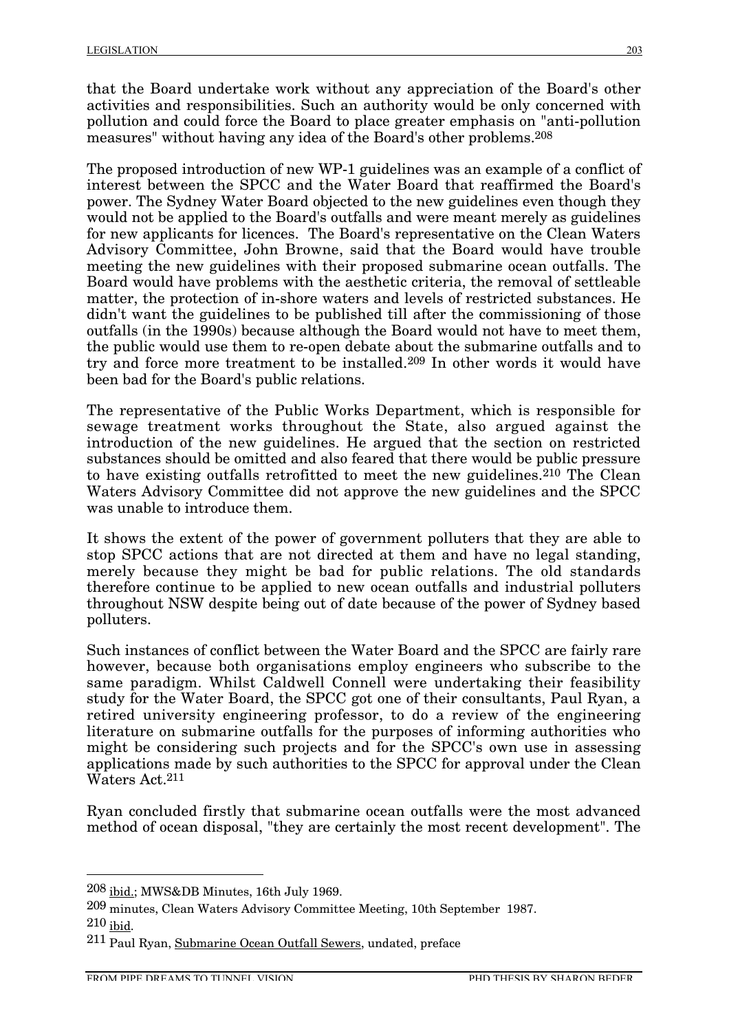that the Board undertake work without any appreciation of the Board's other activities and responsibilities. Such an authority would be only concerned with pollution and could force the Board to place greater emphasis on "anti-pollution measures" without having any idea of the Board's other problems.[208]

The proposed introduction of new WP-1 guidelines was an example of a conflict of interest between the SPCC and the Water Board that reaffirmed the Board's power. The Sydney Water Board objected to the new guidelines even though they would not be applied to the Board's outfalls and were meant merely as guidelines for new applicants for licences. The Board's representative on the Clean Waters Advisory Committee, John Browne, said that the Board would have trouble meeting the new guidelines with their proposed submarine ocean outfalls. The Board would have problems with the aesthetic criteria, the removal of settleable matter, the protection of in-shore waters and levels of restricted substances. He didn't want the guidelines to be published till after the commissioning of those outfalls (in the 1990s) because although the Board would not have to meet them, the public would use them to re-open debate about the submarine outfalls and to try and force more treatment to be installed.[209] In other words it would have been bad for the Board's public relations.

The representative of the Public Works Department, which is responsible for sewage treatment works throughout the State, also argued against the introduction of the new guidelines. He argued that the section on restricted substances should be omitted and also feared that there would be public pressure to have existing outfalls retrofitted to meet the new guidelines.[210] The Clean Waters Advisory Committee did not approve the new guidelines and the SPCC was unable to introduce them.

It shows the extent of the power of government polluters that they are able to stop SPCC actions that are not directed at them and have no legal standing, merely because they might be bad for public relations. The old standards therefore continue to be applied to new ocean outfalls and industrial polluters throughout NSW despite being out of date because of the power of Sydney based polluters.

Such instances of conflict between the Water Board and the SPCC are fairly rare however, because both organisations employ engineers who subscribe to the same paradigm. Whilst Caldwell Connell were undertaking their feasibility study for the Water Board, the SPCC got one of their consultants, Paul Ryan, a retired university engineering professor, to do a review of the engineering literature on submarine outfalls for the purposes of informing authorities who might be considering such projects and for the SPCC's own use in assessing applications made by such authorities to the SPCC for approval under the Clean Waters Act.[211]

Ryan concluded firstly that submarine ocean outfalls were the most advanced method of ocean disposal, "they are certainly the most recent development". The

---

[208] ibid.; MWS&DB Minutes, 16th July 1969.

[209] minutes, Clean Waters Advisory Committee Meeting, 10th September 1987.

[210] ibid.

[211] Paul Ryan, Submarine Ocean Outfall Sewers, undated, preface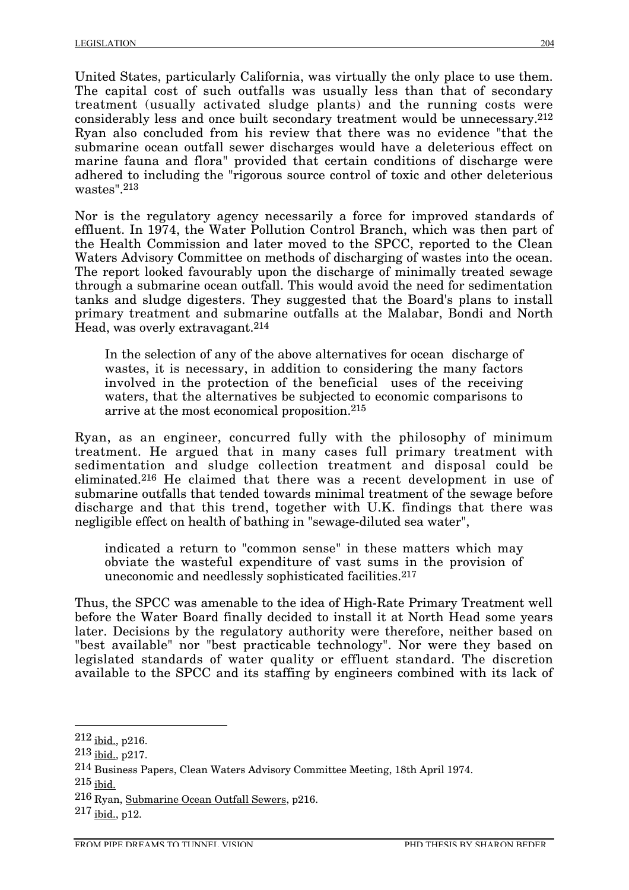United States, particularly California, was virtually the only place to use them. The capital cost of such outfalls was usually less than that of secondary treatment (usually activated sludge plants) and the running costs were considerably less and once built secondary treatment would be unnecessary.[212] Ryan also concluded from his review that there was no evidence "that the submarine ocean outfall sewer discharges would have a deleterious effect on marine fauna and flora" provided that certain conditions of discharge were adhered to including the "rigorous source control of toxic and other deleterious wastes".[213]

Nor is the regulatory agency necessarily a force for improved standards of effluent. In 1974, the Water Pollution Control Branch, which was then part of the Health Commission and later moved to the SPCC, reported to the Clean Waters Advisory Committee on methods of discharging of wastes into the ocean. The report looked favourably upon the discharge of minimally treated sewage through a submarine ocean outfall. This would avoid the need for sedimentation tanks and sludge digesters. They suggested that the Board's plans to install primary treatment and submarine outfalls at the Malabar, Bondi and North Head, was overly extravagant.[214]

> In the selection of any of the above alternatives for ocean discharge of wastes, it is necessary, in addition to considering the many factors involved in the protection of the beneficial uses of the receiving waters, that the alternatives be subjected to economic comparisons to arrive at the most economical proposition.[215]

Ryan, as an engineer, concurred fully with the philosophy of minimum treatment. He argued that in many cases full primary treatment with sedimentation and sludge collection treatment and disposal could be eliminated.[216] He claimed that there was a recent development in use of submarine outfalls that tended towards minimal treatment of the sewage before discharge and that this trend, together with U.K. findings that there was negligible effect on health of bathing in "sewage-diluted sea water",

> indicated a return to "common sense" in these matters which may obviate the wasteful expenditure of vast sums in the provision of uneconomic and needlessly sophisticated facilities.[217]

Thus, the SPCC was amenable to the idea of High-Rate Primary Treatment well before the Water Board finally decided to install it at North Head some years later. Decisions by the regulatory authority were therefore, neither based on "best available" nor "best practicable technology". Nor were they based on legislated standards of water quality or effluent standard. The discretion available to the SPCC and its staffing by engineers combined with its lack of

---

[212] ibid., p216.

[213] ibid., p217.

[214] Business Papers, Clean Waters Advisory Committee Meeting, 18th April 1974.

[215] ibid.

[216] Ryan, Submarine Ocean Outfall Sewers, p216.

[217] ibid., p12.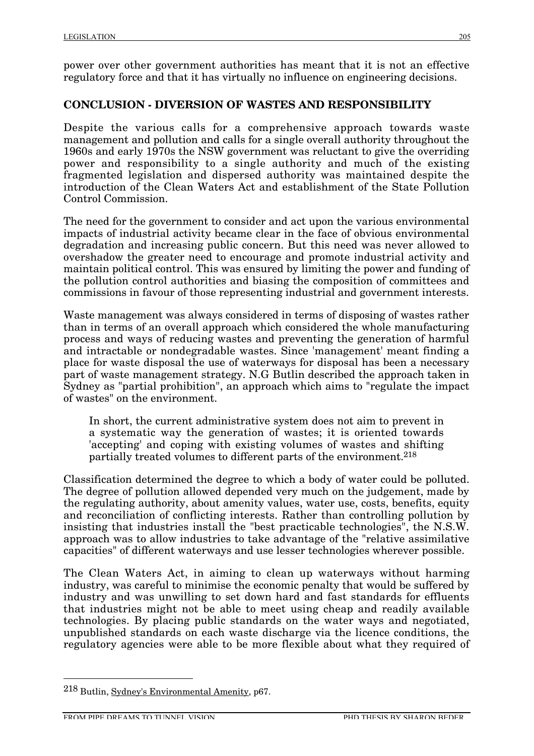power over other government authorities has meant that it is not an effective regulatory force and that it has virtually no influence on engineering decisions.

## CONCLUSION - DIVERSION OF WASTES AND RESPONSIBILITY

Despite the various calls for a comprehensive approach towards waste management and pollution and calls for a single overall authority throughout the 1960s and early 1970s the NSW government was reluctant to give the overriding power and responsibility to a single authority and much of the existing fragmented legislation and dispersed authority was maintained despite the introduction of the Clean Waters Act and establishment of the State Pollution Control Commission.

The need for the government to consider and act upon the various environmental impacts of industrial activity became clear in the face of obvious environmental degradation and increasing public concern. But this need was never allowed to overshadow the greater need to encourage and promote industrial activity and maintain political control. This was ensured by limiting the power and funding of the pollution control authorities and biasing the composition of committees and commissions in favour of those representing industrial and government interests.

Waste management was always considered in terms of disposing of wastes rather than in terms of an overall approach which considered the whole manufacturing process and ways of reducing wastes and preventing the generation of harmful and intractable or nondegradable wastes. Since 'management' meant finding a place for waste disposal the use of waterways for disposal has been a necessary part of waste management strategy. N.G Butlin described the approach taken in Sydney as "partial prohibition", an approach which aims to "regulate the impact of wastes" on the environment.

> In short, the current administrative system does not aim to prevent in a systematic way the generation of wastes; it is oriented towards 'accepting' and coping with existing volumes of wastes and shifting partially treated volumes to different parts of the environment.[218]

Classification determined the degree to which a body of water could be polluted. The degree of pollution allowed depended very much on the judgement, made by the regulating authority, about amenity values, water use, costs, benefits, equity and reconciliation of conflicting interests. Rather than controlling pollution by insisting that industries install the "best practicable technologies", the N.S.W. approach was to allow industries to take advantage of the "relative assimilative capacities" of different waterways and use lesser technologies wherever possible.

The Clean Waters Act, in aiming to clean up waterways without harming industry, was careful to minimise the economic penalty that would be suffered by industry and was unwilling to set down hard and fast standards for effluents that industries might not be able to meet using cheap and readily available technologies. By placing public standards on the water ways and negotiated, unpublished standards on each waste discharge via the licence conditions, the regulatory agencies were able to be more flexible about what they required of

---

[218] Butlin, Sydney's Environmental Amenity, p67.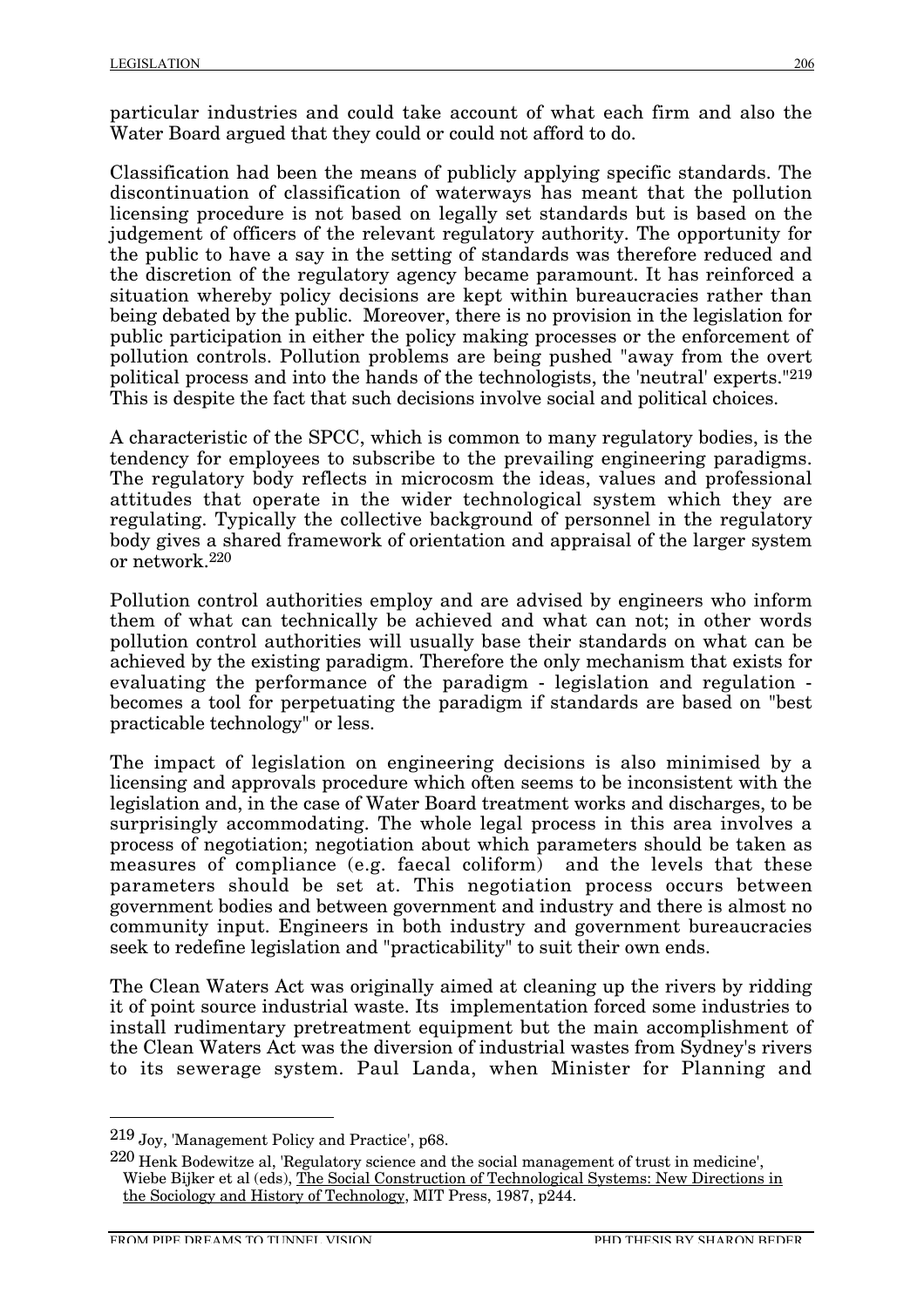particular industries and could take account of what each firm and also the Water Board argued that they could or could not afford to do.

Classification had been the means of publicly applying specific standards. The discontinuation of classification of waterways has meant that the pollution licensing procedure is not based on legally set standards but is based on the judgement of officers of the relevant regulatory authority. The opportunity for the public to have a say in the setting of standards was therefore reduced and the discretion of the regulatory agency became paramount. It has reinforced a situation whereby policy decisions are kept within bureaucracies rather than being debated by the public. Moreover, there is no provision in the legislation for public participation in either the policy making processes or the enforcement of pollution controls. Pollution problems are being pushed "away from the overt political process and into the hands of the technologists, the 'neutral' experts."[219] This is despite the fact that such decisions involve social and political choices.

A characteristic of the SPCC, which is common to many regulatory bodies, is the tendency for employees to subscribe to the prevailing engineering paradigms. The regulatory body reflects in microcosm the ideas, values and professional attitudes that operate in the wider technological system which they are regulating. Typically the collective background of personnel in the regulatory body gives a shared framework of orientation and appraisal of the larger system or network.[220]

Pollution control authorities employ and are advised by engineers who inform them of what can technically be achieved and what can not; in other words pollution control authorities will usually base their standards on what can be achieved by the existing paradigm. Therefore the only mechanism that exists for evaluating the performance of the paradigm - legislation and regulation - becomes a tool for perpetuating the paradigm if standards are based on "best practicable technology" or less.

The impact of legislation on engineering decisions is also minimised by a licensing and approvals procedure which often seems to be inconsistent with the legislation and, in the case of Water Board treatment works and discharges, to be surprisingly accommodating. The whole legal process in this area involves a process of negotiation; negotiation about which parameters should be taken as measures of compliance (e.g. faecal coliform) and the levels that these parameters should be set at. This negotiation process occurs between government bodies and between government and industry and there is almost no community input. Engineers in both industry and government bureaucracies seek to redefine legislation and "practicability" to suit their own ends.

The Clean Waters Act was originally aimed at cleaning up the rivers by ridding it of point source industrial waste. Its implementation forced some industries to install rudimentary pretreatment equipment but the main accomplishment of the Clean Waters Act was the diversion of industrial wastes from Sydney's rivers to its sewerage system. Paul Landa, when Minister for Planning and

---

[219] Joy, 'Management Policy and Practice', p68.

[220] Henk Bodewitze al, 'Regulatory science and the social management of trust in medicine', Wiebe Bijker et al (eds), The Social Construction of Technological Systems: New Directions in the Sociology and History of Technology, MIT Press, 1987, p244.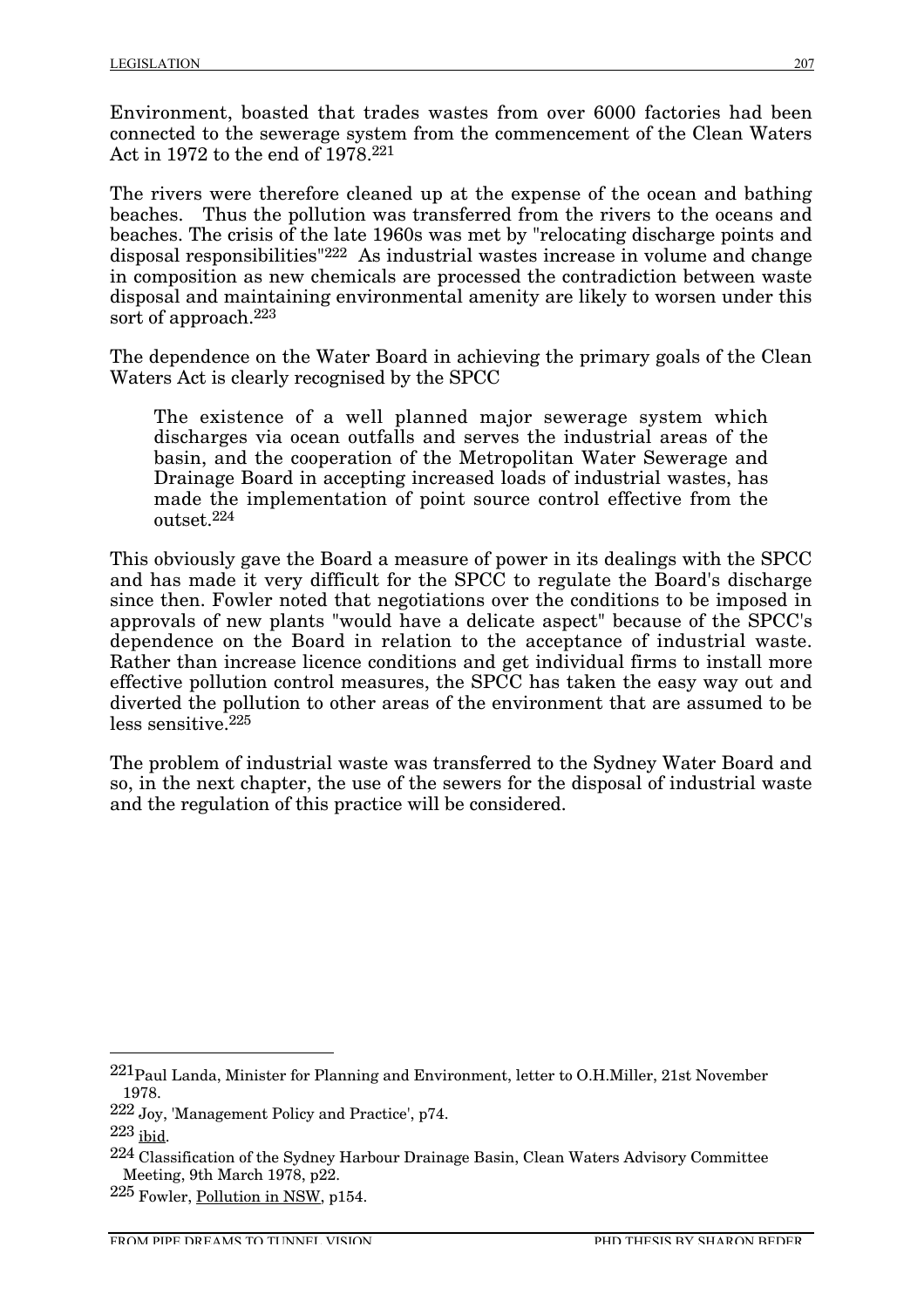Environment, boasted that trades wastes from over 6000 factories had been connected to the sewerage system from the commencement of the Clean Waters Act in 1972 to the end of 1978.[221]

The rivers were therefore cleaned up at the expense of the ocean and bathing beaches. Thus the pollution was transferred from the rivers to the oceans and beaches. The crisis of the late 1960s was met by "relocating discharge points and disposal responsibilities"[222] As industrial wastes increase in volume and change in composition as new chemicals are processed the contradiction between waste disposal and maintaining environmental amenity are likely to worsen under this sort of approach.[223]

The dependence on the Water Board in achieving the primary goals of the Clean Waters Act is clearly recognised by the SPCC

> The existence of a well planned major sewerage system which discharges via ocean outfalls and serves the industrial areas of the basin, and the cooperation of the Metropolitan Water Sewerage and Drainage Board in accepting increased loads of industrial wastes, has made the implementation of point source control effective from the outset.[224]

This obviously gave the Board a measure of power in its dealings with the SPCC and has made it very difficult for the SPCC to regulate the Board's discharge since then. Fowler noted that negotiations over the conditions to be imposed in approvals of new plants "would have a delicate aspect" because of the SPCC's dependence on the Board in relation to the acceptance of industrial waste. Rather than increase licence conditions and get individual firms to install more effective pollution control measures, the SPCC has taken the easy way out and diverted the pollution to other areas of the environment that are assumed to be less sensitive.[225]

The problem of industrial waste was transferred to the Sydney Water Board and so, in the next chapter, the use of the sewers for the disposal of industrial waste and the regulation of this practice will be considered.

---

[221] Paul Landa, Minister for Planning and Environment, letter to O.H.Miller, 21st November 1978.

[222] Joy, 'Management Policy and Practice', p74.

[223] ibid.

[224] Classification of the Sydney Harbour Drainage Basin, Clean Waters Advisory Committee Meeting, 9th March 1978, p22.

[225] Fowler, Pollution in NSW, p154.